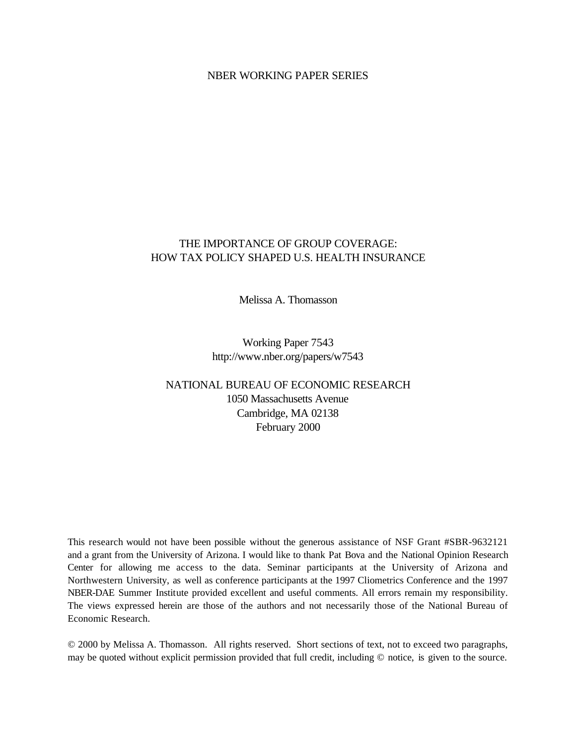NBER WORKING PAPER SERIES

# THE IMPORTANCE OF GROUP COVERAGE: HOW TAX POLICY SHAPED U.S. HEALTH INSURANCE

Melissa A. Thomasson

Working Paper 7543
http://www.nber.org/papers/w7543

NATIONAL BUREAU OF ECONOMIC RESEARCH
1050 Massachusetts Avenue
Cambridge, MA 02138
February 2000

This research would not have been possible without the generous assistance of NSF Grant #SBR-9632121 and a grant from the University of Arizona. I would like to thank Pat Bova and the National Opinion Research Center for allowing me access to the data. Seminar participants at the University of Arizona and Northwestern University, as well as conference participants at the 1997 Cliometrics Conference and the 1997 NBER-DAE Summer Institute provided excellent and useful comments. All errors remain my responsibility. The views expressed herein are those of the authors and not necessarily those of the National Bureau of Economic Research.

© 2000 by Melissa A. Thomasson. All rights reserved. Short sections of text, not to exceed two paragraphs, may be quoted without explicit permission provided that full credit, including © notice, is given to the source.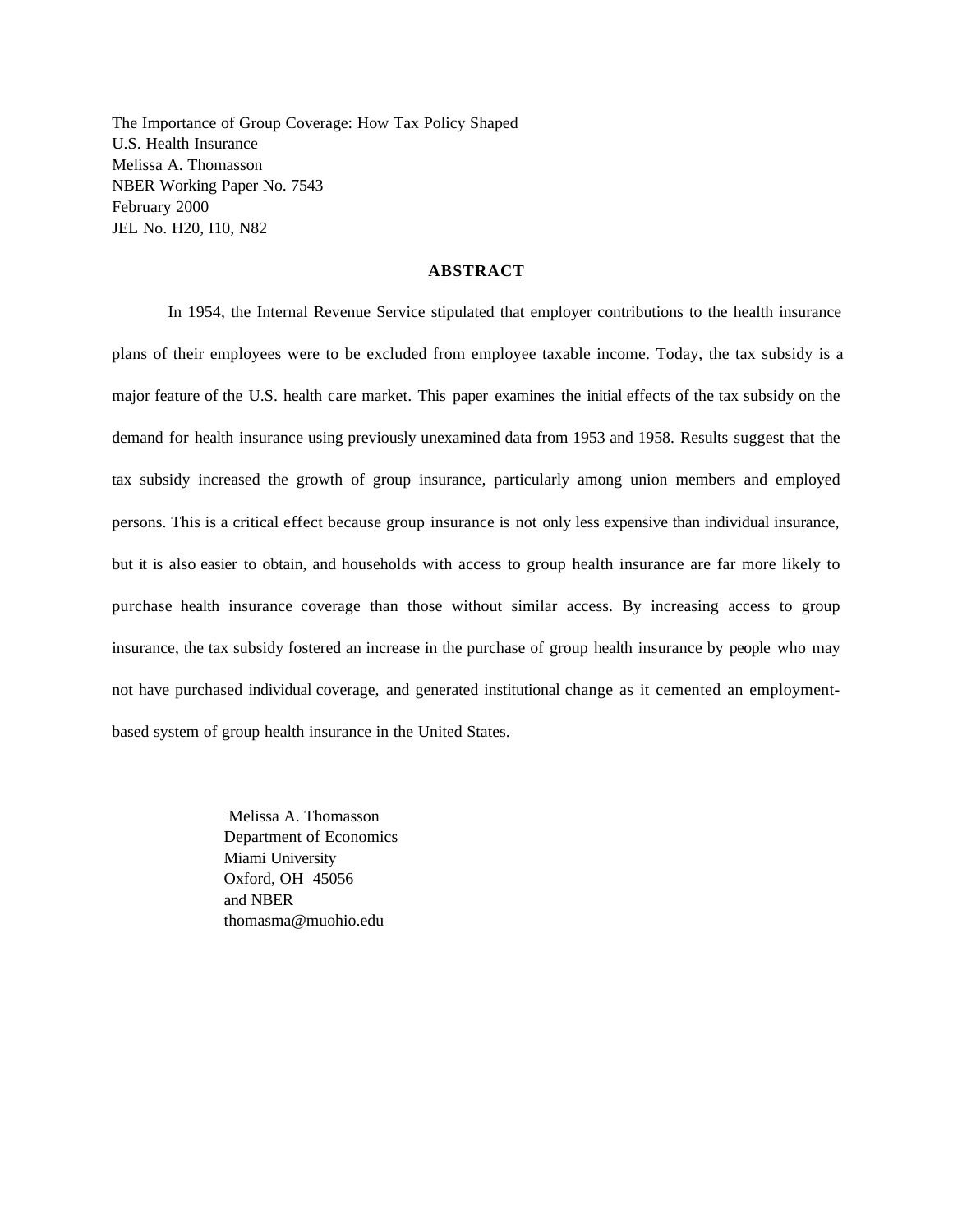The Importance of Group Coverage: How Tax Policy Shaped U.S. Health Insurance
Melissa A. Thomasson
NBER Working Paper No. 7543
February 2000
JEL No. H20, I10, N82

## ABSTRACT

In 1954, the Internal Revenue Service stipulated that employer contributions to the health insurance plans of their employees were to be excluded from employee taxable income. Today, the tax subsidy is a major feature of the U.S. health care market. This paper examines the initial effects of the tax subsidy on the demand for health insurance using previously unexamined data from 1953 and 1958. Results suggest that the tax subsidy increased the growth of group insurance, particularly among union members and employed persons. This is a critical effect because group insurance is not only less expensive than individual insurance, but it is also easier to obtain, and households with access to group health insurance are far more likely to purchase health insurance coverage than those without similar access. By increasing access to group insurance, the tax subsidy fostered an increase in the purchase of group health insurance by people who may not have purchased individual coverage, and generated institutional change as it cemented an employment-based system of group health insurance in the United States.

Melissa A. Thomasson
Department of Economics
Miami University
Oxford, OH 45056
and NBER
thomasma@muohio.edu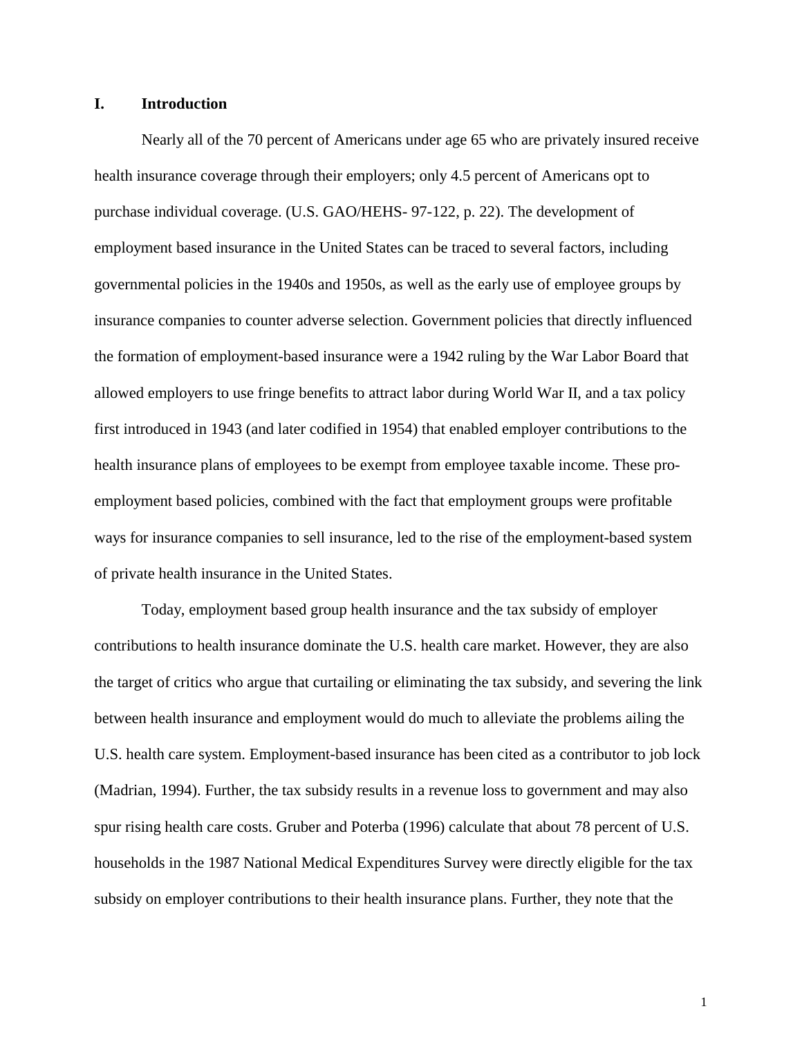## I. Introduction

Nearly all of the 70 percent of Americans under age 65 who are privately insured receive health insurance coverage through their employers; only 4.5 percent of Americans opt to purchase individual coverage. (U.S. GAO/HEHS- 97-122, p. 22). The development of employment based insurance in the United States can be traced to several factors, including governmental policies in the 1940s and 1950s, as well as the early use of employee groups by insurance companies to counter adverse selection. Government policies that directly influenced the formation of employment-based insurance were a 1942 ruling by the War Labor Board that allowed employers to use fringe benefits to attract labor during World War II, and a tax policy first introduced in 1943 (and later codified in 1954) that enabled employer contributions to the health insurance plans of employees to be exempt from employee taxable income. These pro-employment based policies, combined with the fact that employment groups were profitable ways for insurance companies to sell insurance, led to the rise of the employment-based system of private health insurance in the United States.

Today, employment based group health insurance and the tax subsidy of employer contributions to health insurance dominate the U.S. health care market. However, they are also the target of critics who argue that curtailing or eliminating the tax subsidy, and severing the link between health insurance and employment would do much to alleviate the problems ailing the U.S. health care system. Employment-based insurance has been cited as a contributor to job lock (Madrian, 1994). Further, the tax subsidy results in a revenue loss to government and may also spur rising health care costs. Gruber and Poterba (1996) calculate that about 78 percent of U.S. households in the 1987 National Medical Expenditures Survey were directly eligible for the tax subsidy on employer contributions to their health insurance plans. Further, they note that the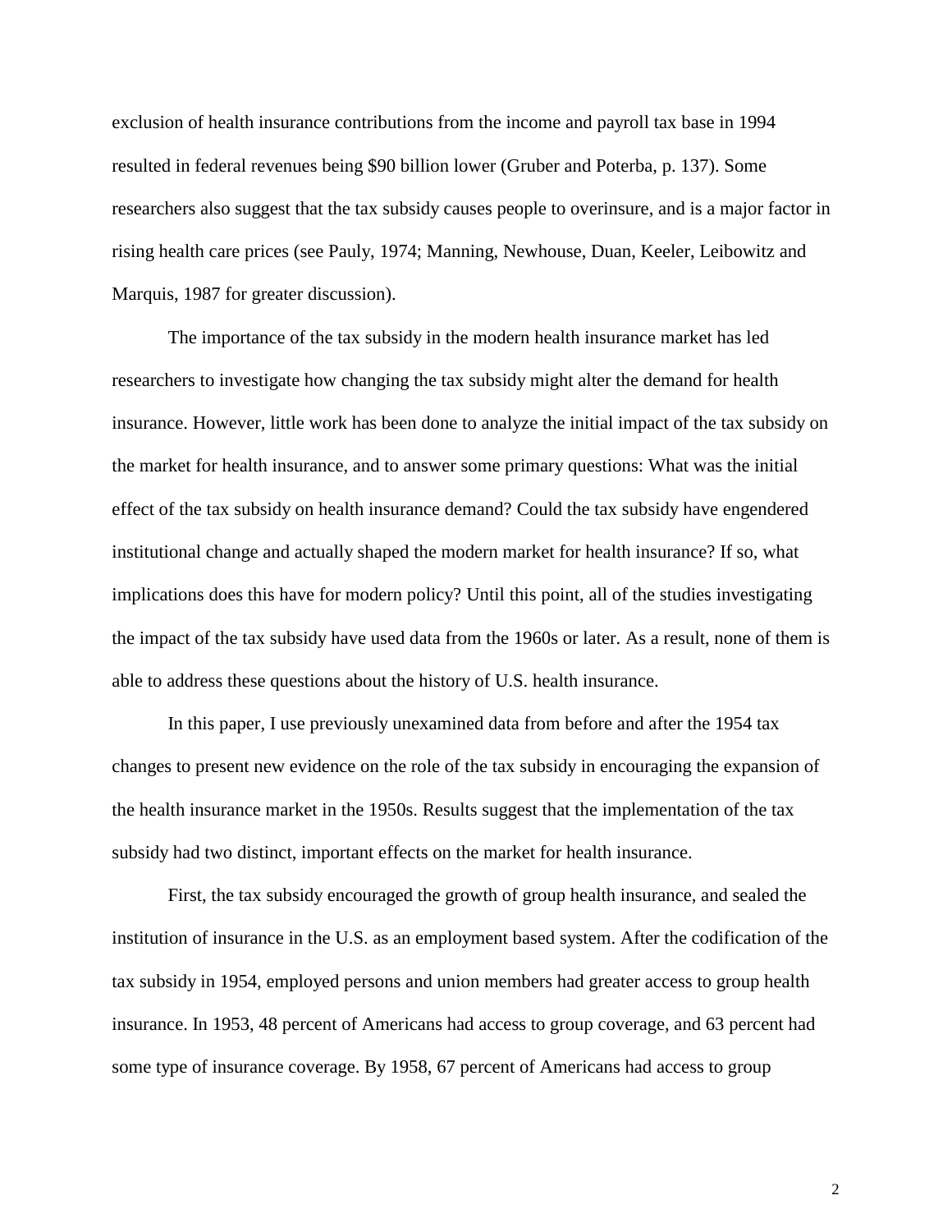exclusion of health insurance contributions from the income and payroll tax base in 1994 resulted in federal revenues being $90 billion lower (Gruber and Poterba, p. 137). Some researchers also suggest that the tax subsidy causes people to overinsure, and is a major factor in rising health care prices (see Pauly, 1974; Manning, Newhouse, Duan, Keeler, Leibowitz and Marquis, 1987 for greater discussion).

The importance of the tax subsidy in the modern health insurance market has led researchers to investigate how changing the tax subsidy might alter the demand for health insurance. However, little work has been done to analyze the initial impact of the tax subsidy on the market for health insurance, and to answer some primary questions: What was the initial effect of the tax subsidy on health insurance demand? Could the tax subsidy have engendered institutional change and actually shaped the modern market for health insurance? If so, what implications does this have for modern policy? Until this point, all of the studies investigating the impact of the tax subsidy have used data from the 1960s or later. As a result, none of them is able to address these questions about the history of U.S. health insurance.

In this paper, I use previously unexamined data from before and after the 1954 tax changes to present new evidence on the role of the tax subsidy in encouraging the expansion of the health insurance market in the 1950s. Results suggest that the implementation of the tax subsidy had two distinct, important effects on the market for health insurance.

First, the tax subsidy encouraged the growth of group health insurance, and sealed the institution of insurance in the U.S. as an employment based system. After the codification of the tax subsidy in 1954, employed persons and union members had greater access to group health insurance. In 1953, 48 percent of Americans had access to group coverage, and 63 percent had some type of insurance coverage. By 1958, 67 percent of Americans had access to group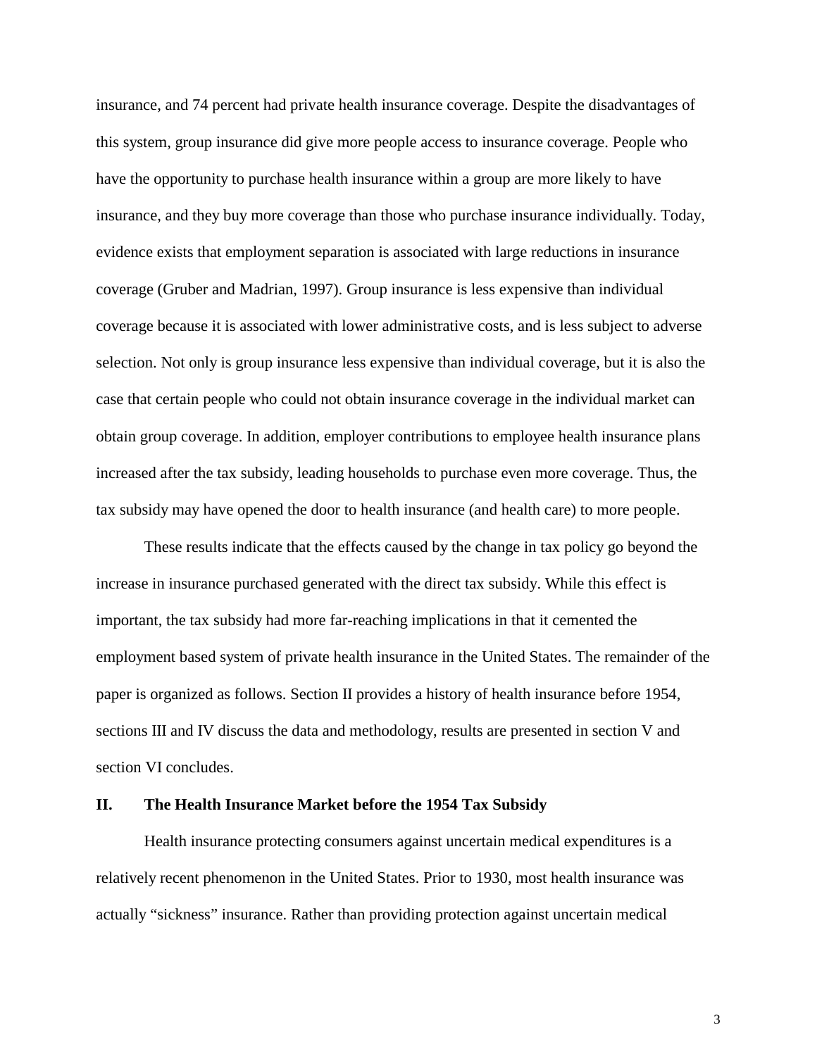insurance, and 74 percent had private health insurance coverage. Despite the disadvantages of this system, group insurance did give more people access to insurance coverage. People who have the opportunity to purchase health insurance within a group are more likely to have insurance, and they buy more coverage than those who purchase insurance individually. Today, evidence exists that employment separation is associated with large reductions in insurance coverage (Gruber and Madrian, 1997). Group insurance is less expensive than individual coverage because it is associated with lower administrative costs, and is less subject to adverse selection. Not only is group insurance less expensive than individual coverage, but it is also the case that certain people who could not obtain insurance coverage in the individual market can obtain group coverage. In addition, employer contributions to employee health insurance plans increased after the tax subsidy, leading households to purchase even more coverage. Thus, the tax subsidy may have opened the door to health insurance (and health care) to more people.

These results indicate that the effects caused by the change in tax policy go beyond the increase in insurance purchased generated with the direct tax subsidy. While this effect is important, the tax subsidy had more far-reaching implications in that it cemented the employment based system of private health insurance in the United States. The remainder of the paper is organized as follows. Section II provides a history of health insurance before 1954, sections III and IV discuss the data and methodology, results are presented in section V and section VI concludes.

## II. The Health Insurance Market before the 1954 Tax Subsidy

Health insurance protecting consumers against uncertain medical expenditures is a relatively recent phenomenon in the United States. Prior to 1930, most health insurance was actually "sickness" insurance. Rather than providing protection against uncertain medical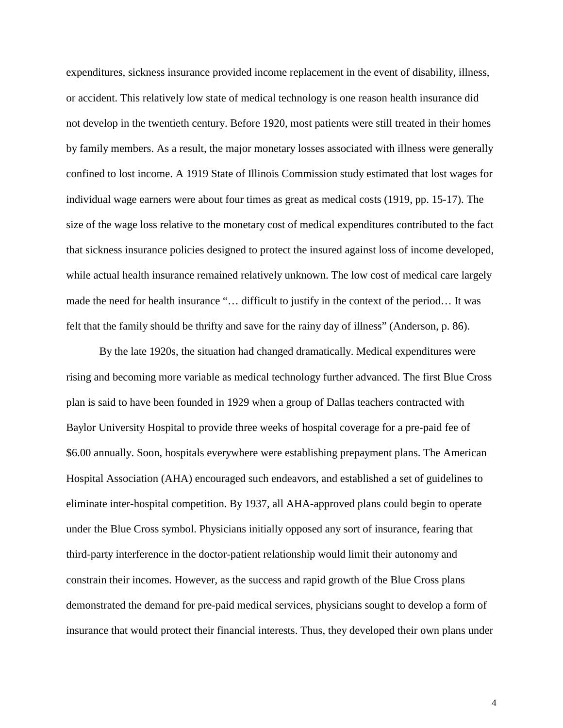expenditures, sickness insurance provided income replacement in the event of disability, illness, or accident. This relatively low state of medical technology is one reason health insurance did not develop in the twentieth century. Before 1920, most patients were still treated in their homes by family members. As a result, the major monetary losses associated with illness were generally confined to lost income. A 1919 State of Illinois Commission study estimated that lost wages for individual wage earners were about four times as great as medical costs (1919, pp. 15-17). The size of the wage loss relative to the monetary cost of medical expenditures contributed to the fact that sickness insurance policies designed to protect the insured against loss of income developed, while actual health insurance remained relatively unknown. The low cost of medical care largely made the need for health insurance "… difficult to justify in the context of the period… It was felt that the family should be thrifty and save for the rainy day of illness" (Anderson, p. 86).

By the late 1920s, the situation had changed dramatically. Medical expenditures were rising and becoming more variable as medical technology further advanced. The first Blue Cross plan is said to have been founded in 1929 when a group of Dallas teachers contracted with Baylor University Hospital to provide three weeks of hospital coverage for a pre-paid fee of $6.00 annually. Soon, hospitals everywhere were establishing prepayment plans. The American Hospital Association (AHA) encouraged such endeavors, and established a set of guidelines to eliminate inter-hospital competition. By 1937, all AHA-approved plans could begin to operate under the Blue Cross symbol. Physicians initially opposed any sort of insurance, fearing that third-party interference in the doctor-patient relationship would limit their autonomy and constrain their incomes. However, as the success and rapid growth of the Blue Cross plans demonstrated the demand for pre-paid medical services, physicians sought to develop a form of insurance that would protect their financial interests. Thus, they developed their own plans under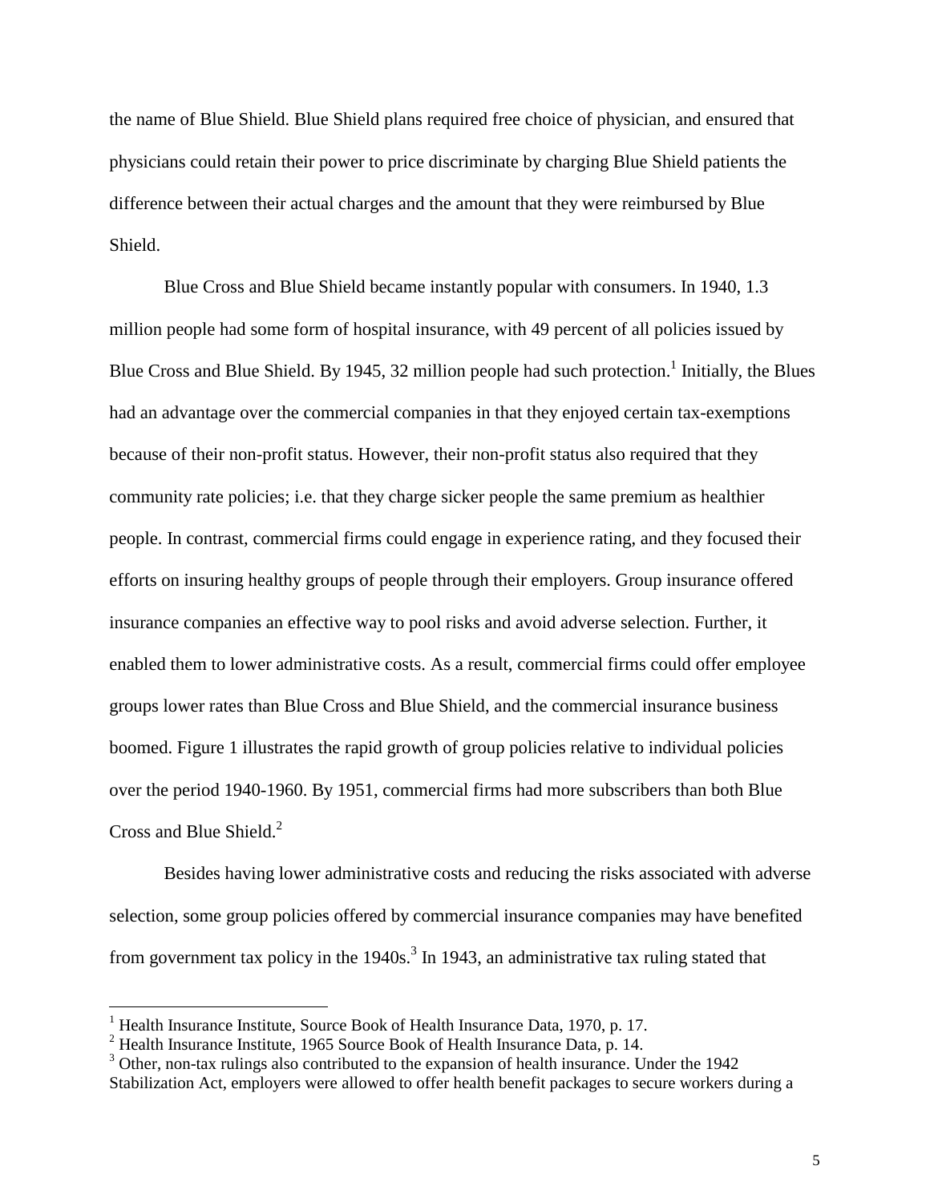the name of Blue Shield. Blue Shield plans required free choice of physician, and ensured that physicians could retain their power to price discriminate by charging Blue Shield patients the difference between their actual charges and the amount that they were reimbursed by Blue Shield.

Blue Cross and Blue Shield became instantly popular with consumers. In 1940, 1.3 million people had some form of hospital insurance, with 49 percent of all policies issued by Blue Cross and Blue Shield. By 1945, 32 million people had such protection.[1] Initially, the Blues had an advantage over the commercial companies in that they enjoyed certain tax-exemptions because of their non-profit status. However, their non-profit status also required that they community rate policies; i.e. that they charge sicker people the same premium as healthier people. In contrast, commercial firms could engage in experience rating, and they focused their efforts on insuring healthy groups of people through their employers. Group insurance offered insurance companies an effective way to pool risks and avoid adverse selection. Further, it enabled them to lower administrative costs. As a result, commercial firms could offer employee groups lower rates than Blue Cross and Blue Shield, and the commercial insurance business boomed. Figure 1 illustrates the rapid growth of group policies relative to individual policies over the period 1940-1960. By 1951, commercial firms had more subscribers than both Blue Cross and Blue Shield.[2]

Besides having lower administrative costs and reducing the risks associated with adverse selection, some group policies offered by commercial insurance companies may have benefited from government tax policy in the 1940s.[3] In 1943, an administrative tax ruling stated that

[1] Health Insurance Institute, Source Book of Health Insurance Data, 1970, p. 17.

[2] Health Insurance Institute, 1965 Source Book of Health Insurance Data, p. 14.

[3] Other, non-tax rulings also contributed to the expansion of health insurance. Under the 1942 Stabilization Act, employers were allowed to offer health benefit packages to secure workers during a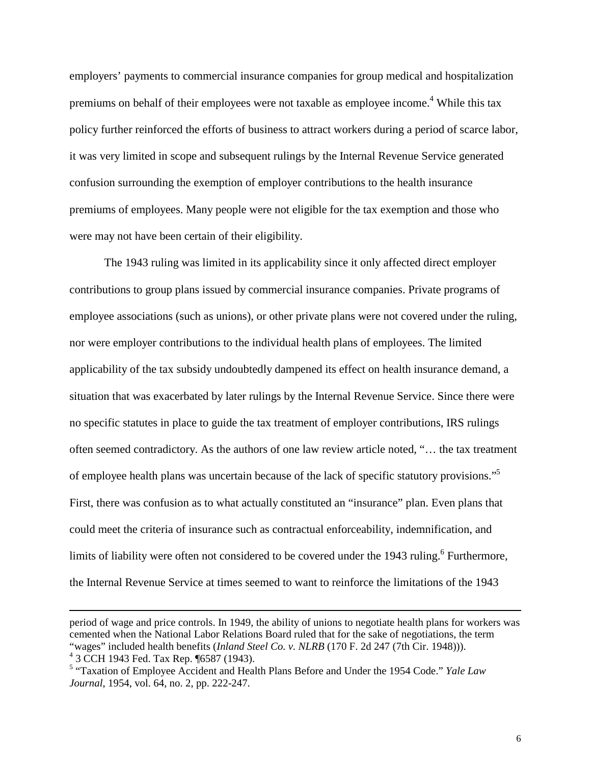employers' payments to commercial insurance companies for group medical and hospitalization premiums on behalf of their employees were not taxable as employee income.[4] While this tax policy further reinforced the efforts of business to attract workers during a period of scarce labor, it was very limited in scope and subsequent rulings by the Internal Revenue Service generated confusion surrounding the exemption of employer contributions to the health insurance premiums of employees. Many people were not eligible for the tax exemption and those who were may not have been certain of their eligibility.

The 1943 ruling was limited in its applicability since it only affected direct employer contributions to group plans issued by commercial insurance companies. Private programs of employee associations (such as unions), or other private plans were not covered under the ruling, nor were employer contributions to the individual health plans of employees. The limited applicability of the tax subsidy undoubtedly dampened its effect on health insurance demand, a situation that was exacerbated by later rulings by the Internal Revenue Service. Since there were no specific statutes in place to guide the tax treatment of employer contributions, IRS rulings often seemed contradictory. As the authors of one law review article noted, "… the tax treatment of employee health plans was uncertain because of the lack of specific statutory provisions."[5] First, there was confusion as to what actually constituted an "insurance" plan. Even plans that could meet the criteria of insurance such as contractual enforceability, indemnification, and limits of liability were often not considered to be covered under the 1943 ruling.[6] Furthermore, the Internal Revenue Service at times seemed to want to reinforce the limitations of the 1943

---

period of wage and price controls. In 1949, the ability of unions to negotiate health plans for workers was cemented when the National Labor Relations Board ruled that for the sake of negotiations, the term "wages" included health benefits (*Inland Steel Co. v. NLRB* (170 F. 2d 247 (7th Cir. 1948))).

[4] 3 CCH 1943 Fed. Tax Rep. ¶6587 (1943).

[5] "Taxation of Employee Accident and Health Plans Before and Under the 1954 Code." *Yale Law Journal*, 1954, vol. 64, no. 2, pp. 222-247.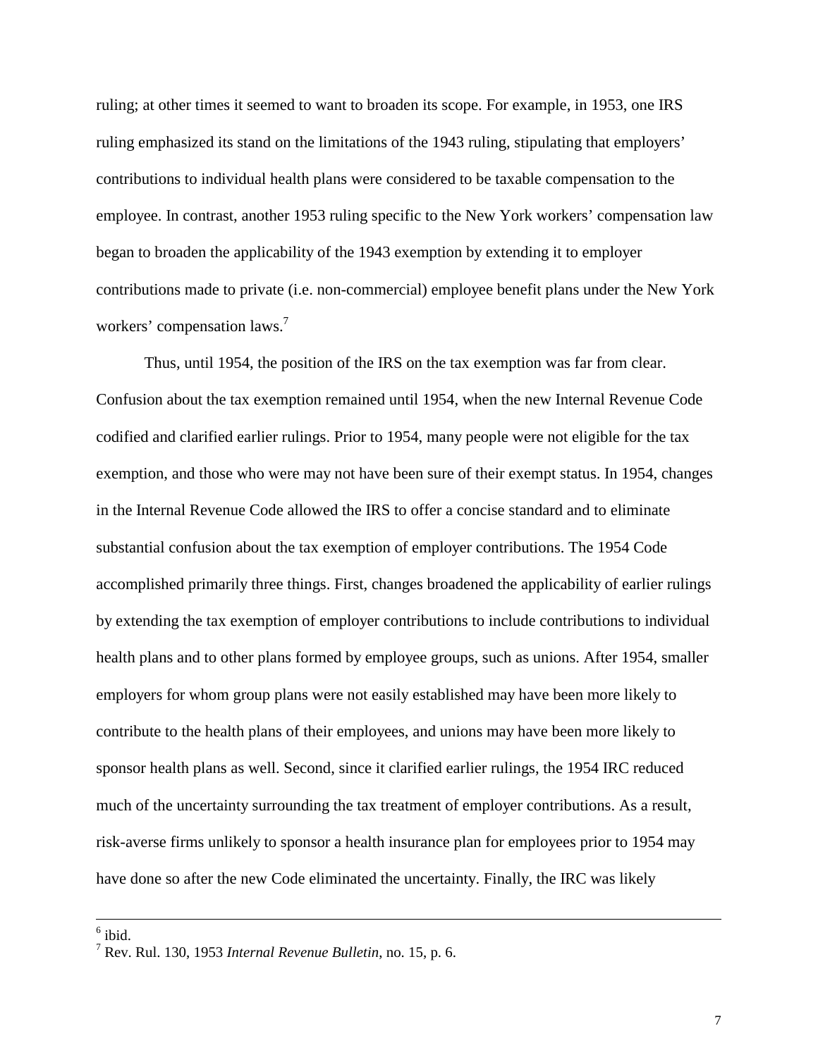ruling; at other times it seemed to want to broaden its scope. For example, in 1953, one IRS ruling emphasized its stand on the limitations of the 1943 ruling, stipulating that employers' contributions to individual health plans were considered to be taxable compensation to the employee. In contrast, another 1953 ruling specific to the New York workers' compensation law began to broaden the applicability of the 1943 exemption by extending it to employer contributions made to private (i.e. non-commercial) employee benefit plans under the New York workers' compensation laws.[7]

Thus, until 1954, the position of the IRS on the tax exemption was far from clear. Confusion about the tax exemption remained until 1954, when the new Internal Revenue Code codified and clarified earlier rulings. Prior to 1954, many people were not eligible for the tax exemption, and those who were may not have been sure of their exempt status. In 1954, changes in the Internal Revenue Code allowed the IRS to offer a concise standard and to eliminate substantial confusion about the tax exemption of employer contributions. The 1954 Code accomplished primarily three things. First, changes broadened the applicability of earlier rulings by extending the tax exemption of employer contributions to include contributions to individual health plans and to other plans formed by employee groups, such as unions. After 1954, smaller employers for whom group plans were not easily established may have been more likely to contribute to the health plans of their employees, and unions may have been more likely to sponsor health plans as well. Second, since it clarified earlier rulings, the 1954 IRC reduced much of the uncertainty surrounding the tax treatment of employer contributions. As a result, risk-averse firms unlikely to sponsor a health insurance plan for employees prior to 1954 may have done so after the new Code eliminated the uncertainty. Finally, the IRC was likely

---

[6] ibid.

[7] Rev. Rul. 130, 1953 *Internal Revenue Bulletin*, no. 15, p. 6.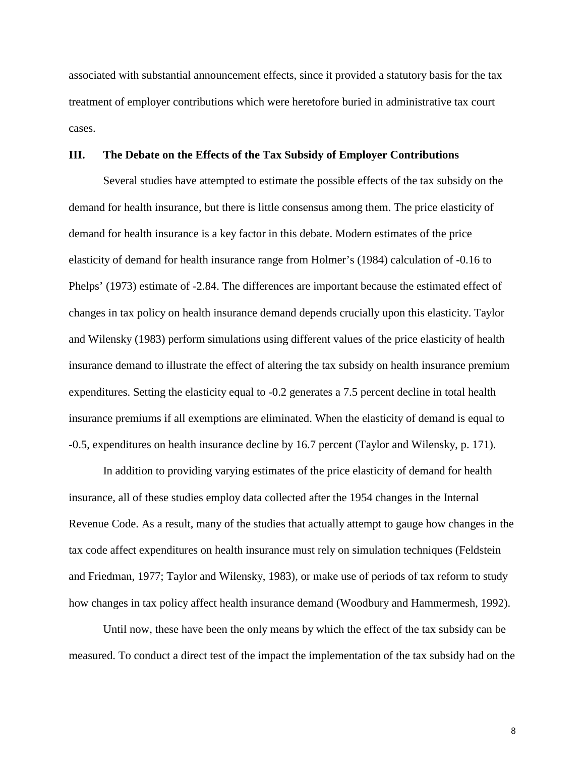associated with substantial announcement effects, since it provided a statutory basis for the tax treatment of employer contributions which were heretofore buried in administrative tax court cases.

## III. The Debate on the Effects of the Tax Subsidy of Employer Contributions

Several studies have attempted to estimate the possible effects of the tax subsidy on the demand for health insurance, but there is little consensus among them. The price elasticity of demand for health insurance is a key factor in this debate. Modern estimates of the price elasticity of demand for health insurance range from Holmer's (1984) calculation of -0.16 to Phelps' (1973) estimate of -2.84. The differences are important because the estimated effect of changes in tax policy on health insurance demand depends crucially upon this elasticity. Taylor and Wilensky (1983) perform simulations using different values of the price elasticity of health insurance demand to illustrate the effect of altering the tax subsidy on health insurance premium expenditures. Setting the elasticity equal to -0.2 generates a 7.5 percent decline in total health insurance premiums if all exemptions are eliminated. When the elasticity of demand is equal to -0.5, expenditures on health insurance decline by 16.7 percent (Taylor and Wilensky, p. 171).

In addition to providing varying estimates of the price elasticity of demand for health insurance, all of these studies employ data collected after the 1954 changes in the Internal Revenue Code. As a result, many of the studies that actually attempt to gauge how changes in the tax code affect expenditures on health insurance must rely on simulation techniques (Feldstein and Friedman, 1977; Taylor and Wilensky, 1983), or make use of periods of tax reform to study how changes in tax policy affect health insurance demand (Woodbury and Hammermesh, 1992).

Until now, these have been the only means by which the effect of the tax subsidy can be measured. To conduct a direct test of the impact the implementation of the tax subsidy had on the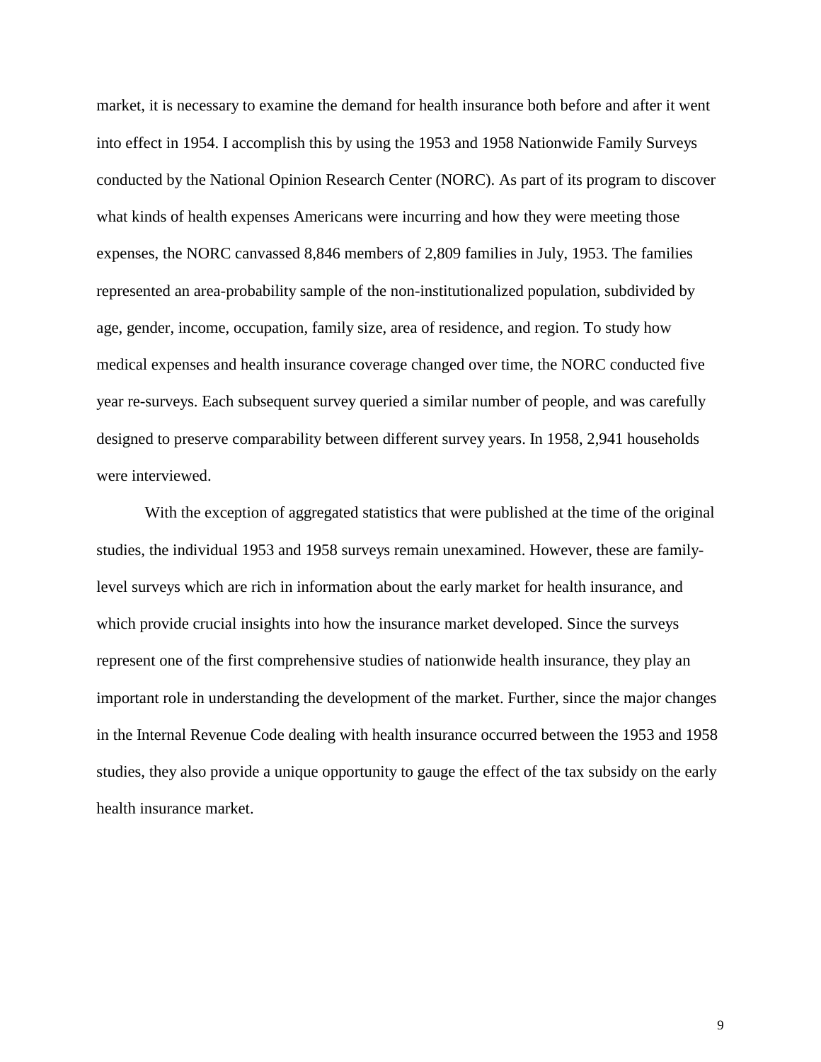market, it is necessary to examine the demand for health insurance both before and after it went into effect in 1954. I accomplish this by using the 1953 and 1958 Nationwide Family Surveys conducted by the National Opinion Research Center (NORC). As part of its program to discover what kinds of health expenses Americans were incurring and how they were meeting those expenses, the NORC canvassed 8,846 members of 2,809 families in July, 1953. The families represented an area-probability sample of the non-institutionalized population, subdivided by age, gender, income, occupation, family size, area of residence, and region. To study how medical expenses and health insurance coverage changed over time, the NORC conducted five year re-surveys. Each subsequent survey queried a similar number of people, and was carefully designed to preserve comparability between different survey years. In 1958, 2,941 households were interviewed.

With the exception of aggregated statistics that were published at the time of the original studies, the individual 1953 and 1958 surveys remain unexamined. However, these are family-level surveys which are rich in information about the early market for health insurance, and which provide crucial insights into how the insurance market developed. Since the surveys represent one of the first comprehensive studies of nationwide health insurance, they play an important role in understanding the development of the market. Further, since the major changes in the Internal Revenue Code dealing with health insurance occurred between the 1953 and 1958 studies, they also provide a unique opportunity to gauge the effect of the tax subsidy on the early health insurance market.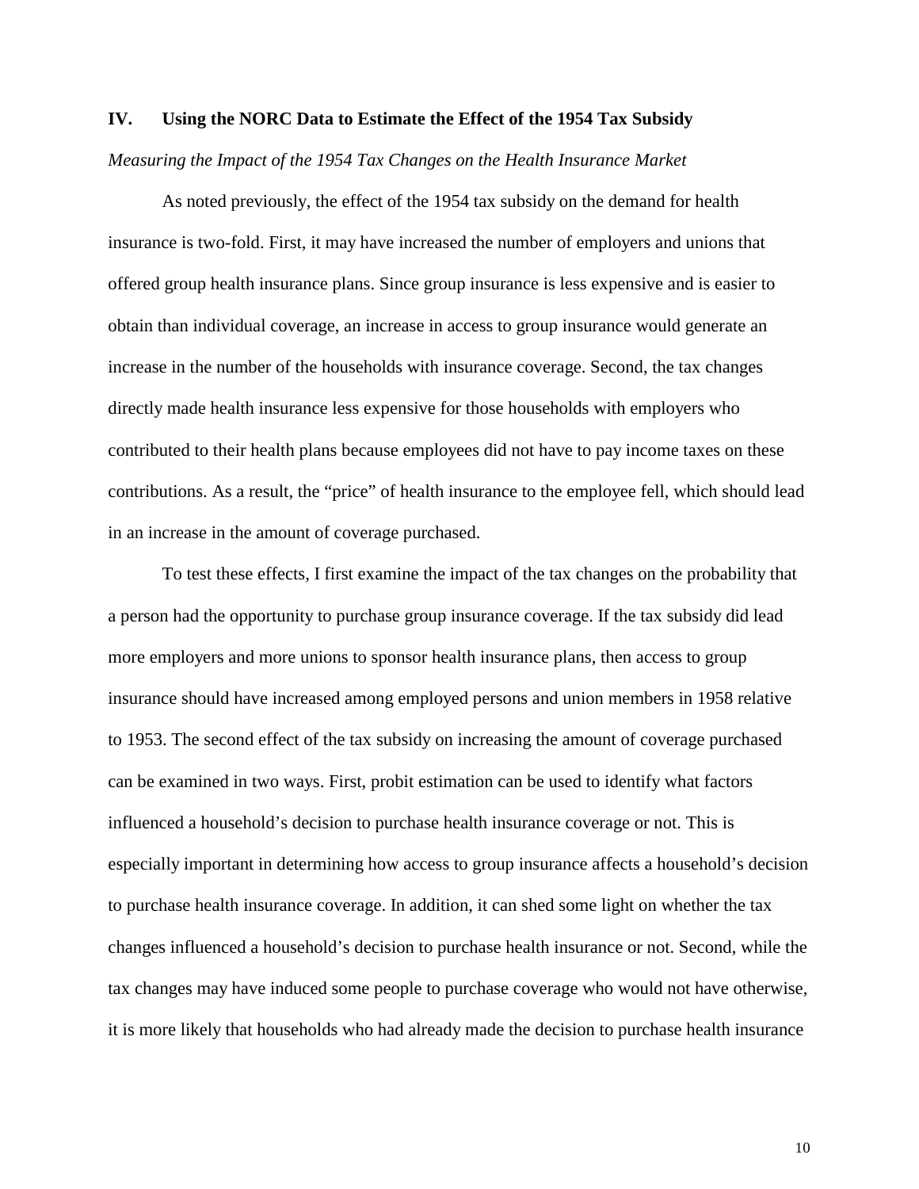## IV. Using the NORC Data to Estimate the Effect of the 1954 Tax Subsidy

*Measuring the Impact of the 1954 Tax Changes on the Health Insurance Market*

As noted previously, the effect of the 1954 tax subsidy on the demand for health insurance is two-fold. First, it may have increased the number of employers and unions that offered group health insurance plans. Since group insurance is less expensive and is easier to obtain than individual coverage, an increase in access to group insurance would generate an increase in the number of the households with insurance coverage. Second, the tax changes directly made health insurance less expensive for those households with employers who contributed to their health plans because employees did not have to pay income taxes on these contributions. As a result, the "price" of health insurance to the employee fell, which should lead in an increase in the amount of coverage purchased.

To test these effects, I first examine the impact of the tax changes on the probability that a person had the opportunity to purchase group insurance coverage. If the tax subsidy did lead more employers and more unions to sponsor health insurance plans, then access to group insurance should have increased among employed persons and union members in 1958 relative to 1953. The second effect of the tax subsidy on increasing the amount of coverage purchased can be examined in two ways. First, probit estimation can be used to identify what factors influenced a household's decision to purchase health insurance coverage or not. This is especially important in determining how access to group insurance affects a household's decision to purchase health insurance coverage. In addition, it can shed some light on whether the tax changes influenced a household's decision to purchase health insurance or not. Second, while the tax changes may have induced some people to purchase coverage who would not have otherwise, it is more likely that households who had already made the decision to purchase health insurance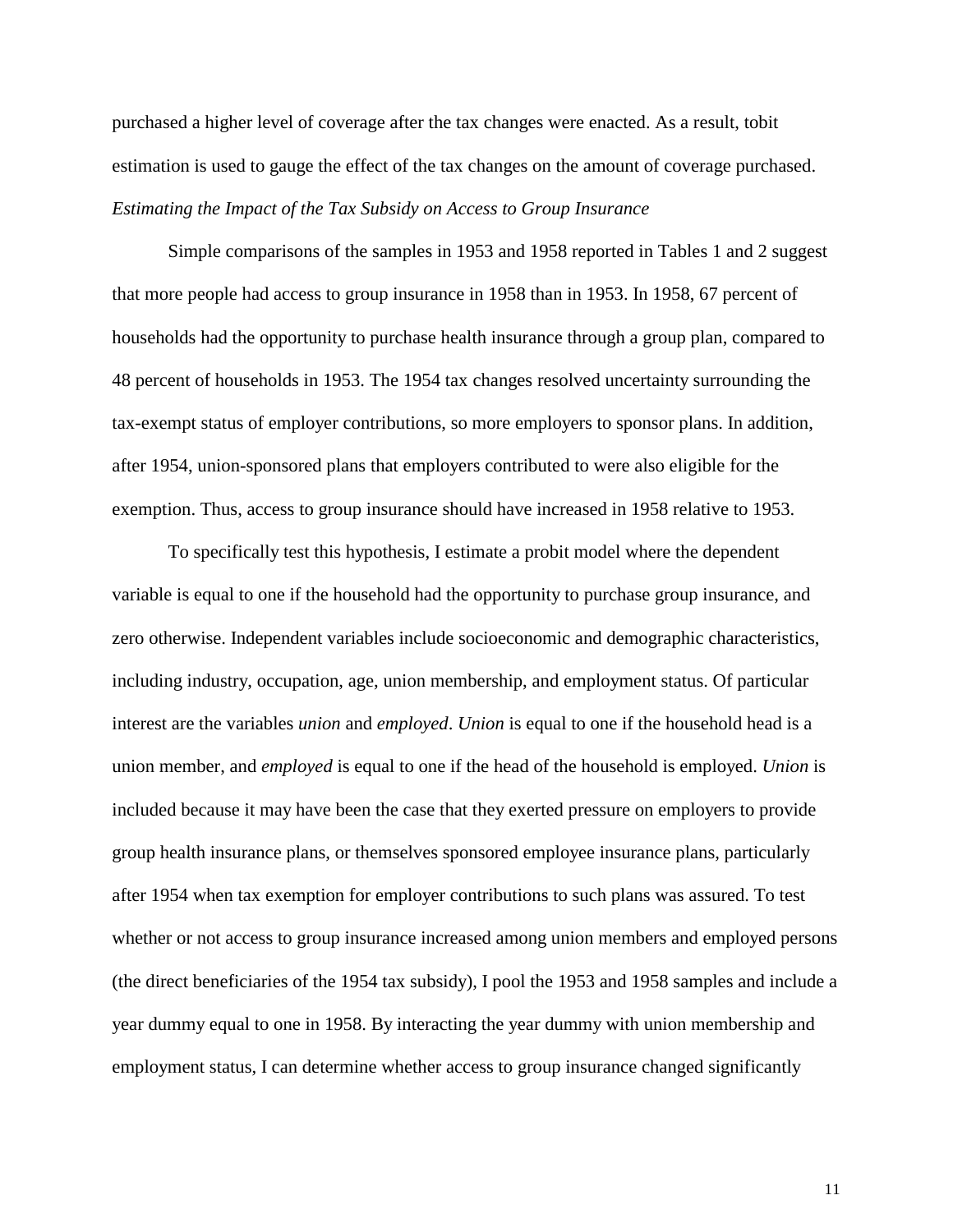purchased a higher level of coverage after the tax changes were enacted. As a result, tobit estimation is used to gauge the effect of the tax changes on the amount of coverage purchased.

*Estimating the Impact of the Tax Subsidy on Access to Group Insurance*

Simple comparisons of the samples in 1953 and 1958 reported in Tables 1 and 2 suggest that more people had access to group insurance in 1958 than in 1953. In 1958, 67 percent of households had the opportunity to purchase health insurance through a group plan, compared to 48 percent of households in 1953. The 1954 tax changes resolved uncertainty surrounding the tax-exempt status of employer contributions, so more employers to sponsor plans. In addition, after 1954, union-sponsored plans that employers contributed to were also eligible for the exemption. Thus, access to group insurance should have increased in 1958 relative to 1953.

To specifically test this hypothesis, I estimate a probit model where the dependent variable is equal to one if the household had the opportunity to purchase group insurance, and zero otherwise. Independent variables include socioeconomic and demographic characteristics, including industry, occupation, age, union membership, and employment status. Of particular interest are the variables *union* and *employed*. *Union* is equal to one if the household head is a union member, and *employed* is equal to one if the head of the household is employed. *Union* is included because it may have been the case that they exerted pressure on employers to provide group health insurance plans, or themselves sponsored employee insurance plans, particularly after 1954 when tax exemption for employer contributions to such plans was assured. To test whether or not access to group insurance increased among union members and employed persons (the direct beneficiaries of the 1954 tax subsidy), I pool the 1953 and 1958 samples and include a year dummy equal to one in 1958. By interacting the year dummy with union membership and employment status, I can determine whether access to group insurance changed significantly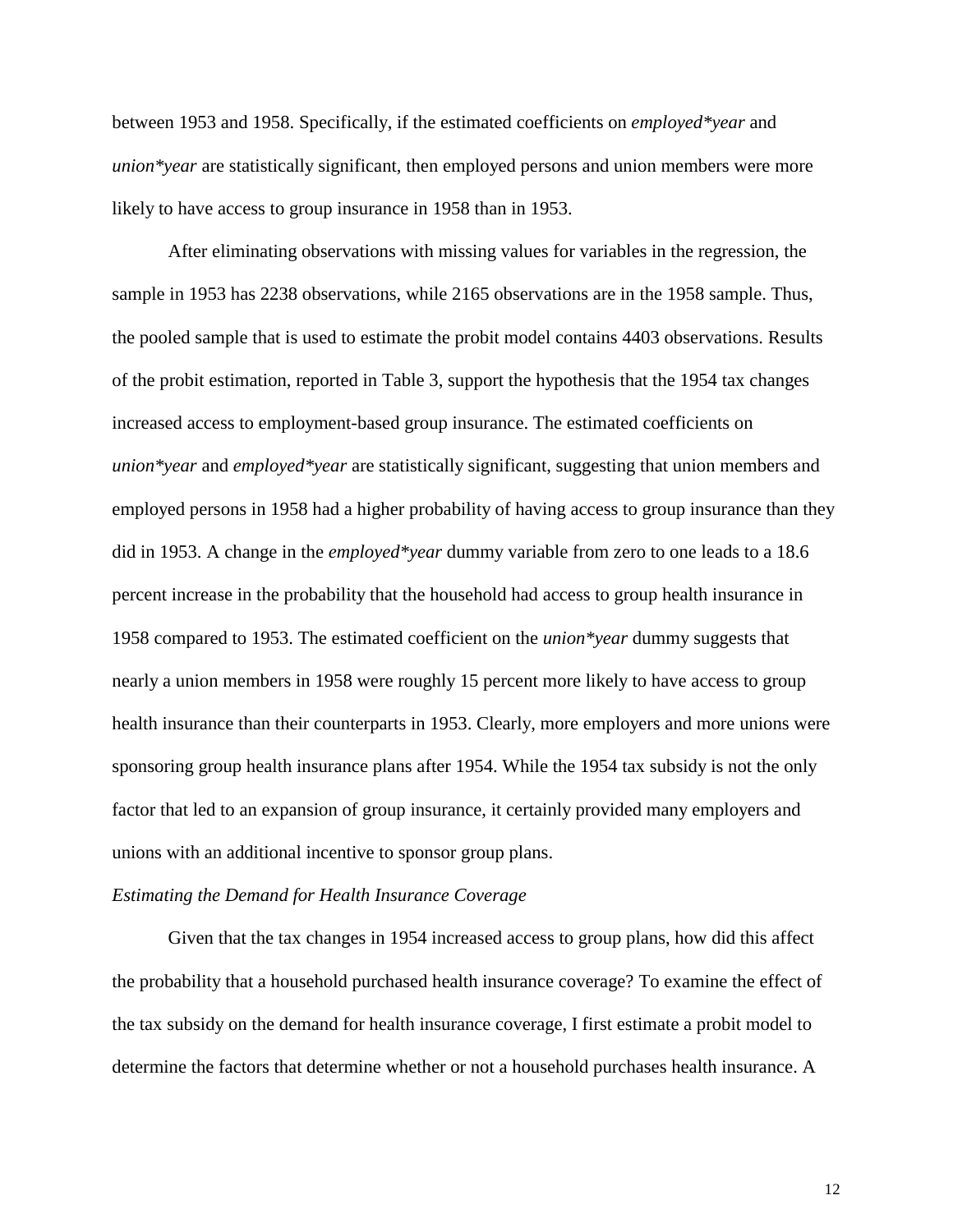between 1953 and 1958. Specifically, if the estimated coefficients on *employed\*year* and *union\*year* are statistically significant, then employed persons and union members were more likely to have access to group insurance in 1958 than in 1953.

After eliminating observations with missing values for variables in the regression, the sample in 1953 has 2238 observations, while 2165 observations are in the 1958 sample. Thus, the pooled sample that is used to estimate the probit model contains 4403 observations. Results of the probit estimation, reported in Table 3, support the hypothesis that the 1954 tax changes increased access to employment-based group insurance. The estimated coefficients on *union\*year* and *employed\*year* are statistically significant, suggesting that union members and employed persons in 1958 had a higher probability of having access to group insurance than they did in 1953. A change in the *employed\*year* dummy variable from zero to one leads to a 18.6 percent increase in the probability that the household had access to group health insurance in 1958 compared to 1953. The estimated coefficient on the *union\*year* dummy suggests that nearly a union members in 1958 were roughly 15 percent more likely to have access to group health insurance than their counterparts in 1953. Clearly, more employers and more unions were sponsoring group health insurance plans after 1954. While the 1954 tax subsidy is not the only factor that led to an expansion of group insurance, it certainly provided many employers and unions with an additional incentive to sponsor group plans.

*Estimating the Demand for Health Insurance Coverage*

Given that the tax changes in 1954 increased access to group plans, how did this affect the probability that a household purchased health insurance coverage? To examine the effect of the tax subsidy on the demand for health insurance coverage, I first estimate a probit model to determine the factors that determine whether or not a household purchases health insurance. A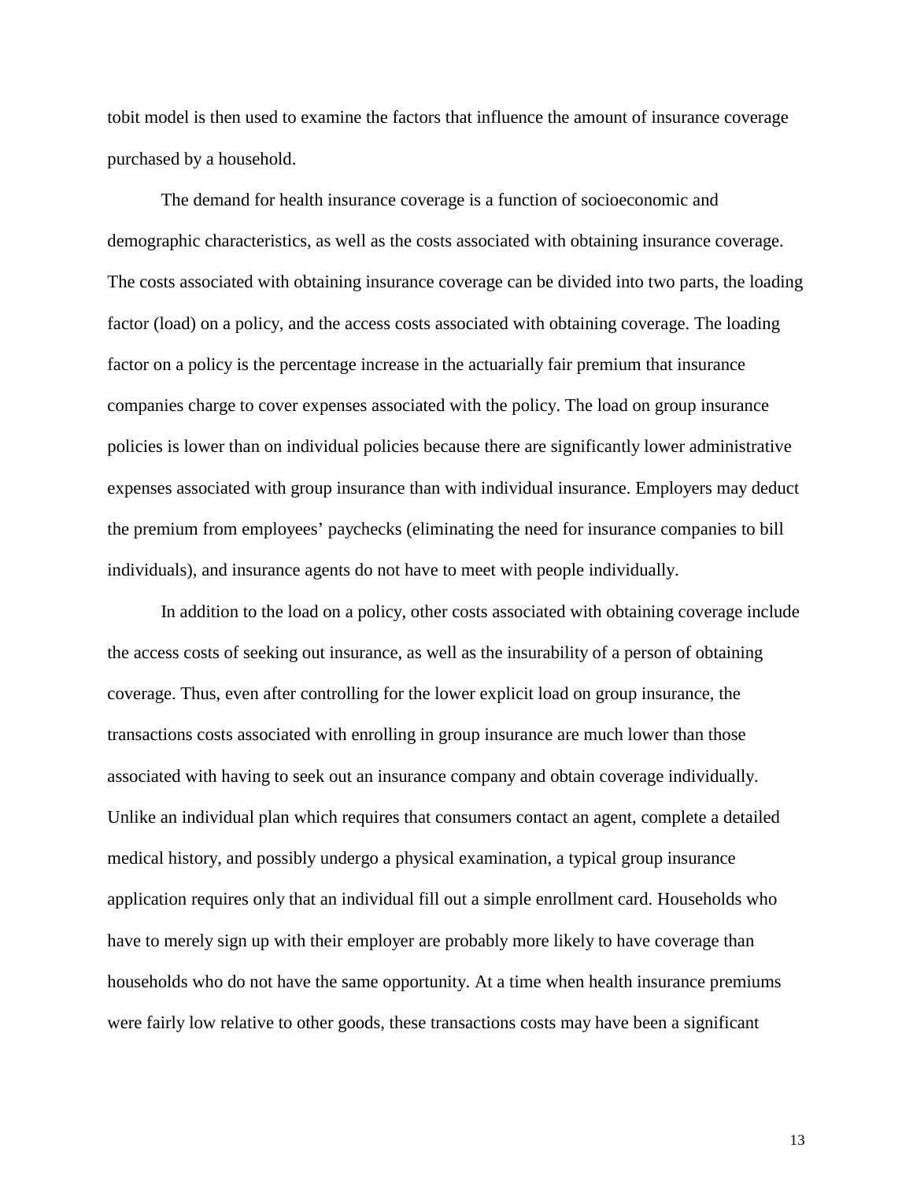tobit model is then used to examine the factors that influence the amount of insurance coverage purchased by a household.

The demand for health insurance coverage is a function of socioeconomic and demographic characteristics, as well as the costs associated with obtaining insurance coverage. The costs associated with obtaining insurance coverage can be divided into two parts, the loading factor (load) on a policy, and the access costs associated with obtaining coverage. The loading factor on a policy is the percentage increase in the actuarially fair premium that insurance companies charge to cover expenses associated with the policy. The load on group insurance policies is lower than on individual policies because there are significantly lower administrative expenses associated with group insurance than with individual insurance. Employers may deduct the premium from employees' paychecks (eliminating the need for insurance companies to bill individuals), and insurance agents do not have to meet with people individually.

In addition to the load on a policy, other costs associated with obtaining coverage include the access costs of seeking out insurance, as well as the insurability of a person of obtaining coverage. Thus, even after controlling for the lower explicit load on group insurance, the transactions costs associated with enrolling in group insurance are much lower than those associated with having to seek out an insurance company and obtain coverage individually. Unlike an individual plan which requires that consumers contact an agent, complete a detailed medical history, and possibly undergo a physical examination, a typical group insurance application requires only that an individual fill out a simple enrollment card. Households who have to merely sign up with their employer are probably more likely to have coverage than households who do not have the same opportunity. At a time when health insurance premiums were fairly low relative to other goods, these transactions costs may have been a significant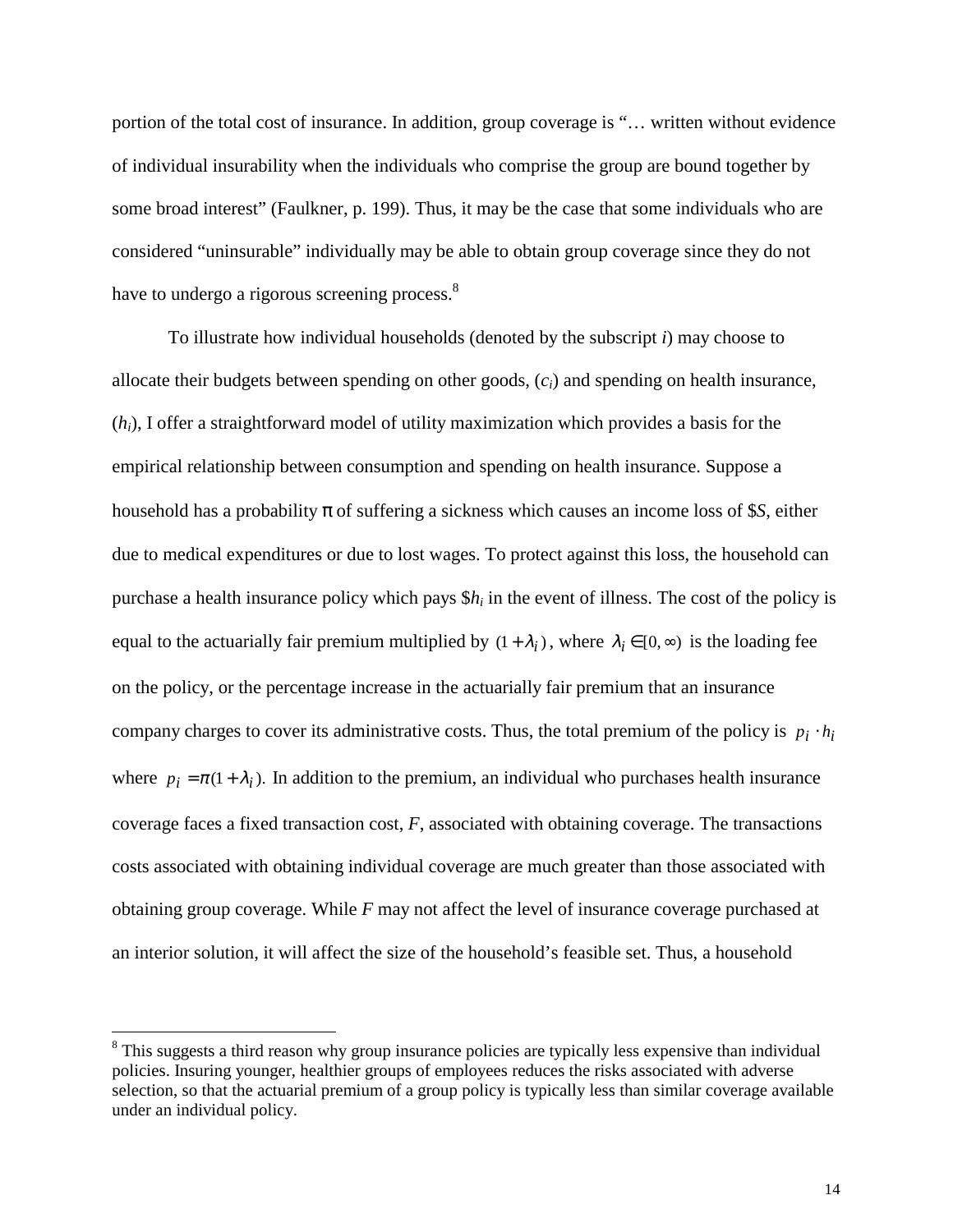portion of the total cost of insurance. In addition, group coverage is "… written without evidence of individual insurability when the individuals who comprise the group are bound together by some broad interest" (Faulkner, p. 199). Thus, it may be the case that some individuals who are considered "uninsurable" individually may be able to obtain group coverage since they do not have to undergo a rigorous screening process.[8]

To illustrate how individual households (denoted by the subscript *i*) may choose to allocate their budgets between spending on other goods, ($c_i$) and spending on health insurance, ($h_i$), I offer a straightforward model of utility maximization which provides a basis for the empirical relationship between consumption and spending on health insurance. Suppose a household has a probability $\pi$ of suffering a sickness which causes an income loss of \$*S*, either due to medical expenditures or due to lost wages. To protect against this loss, the household can purchase a health insurance policy which pays \$$h_i$ in the event of illness. The cost of the policy is equal to the actuarially fair premium multiplied by $(1+\lambda_i)$, where $\lambda_i \in [0,\infty)$ is the loading fee on the policy, or the percentage increase in the actuarially fair premium that an insurance company charges to cover its administrative costs. Thus, the total premium of the policy is $p_i \cdot h_i$ where $p_i = \pi(1+\lambda_i)$. In addition to the premium, an individual who purchases health insurance coverage faces a fixed transaction cost, *F*, associated with obtaining coverage. The transactions costs associated with obtaining individual coverage are much greater than those associated with obtaining group coverage. While *F* may not affect the level of insurance coverage purchased at an interior solution, it will affect the size of the household's feasible set. Thus, a household

[8] This suggests a third reason why group insurance policies are typically less expensive than individual policies. Insuring younger, healthier groups of employees reduces the risks associated with adverse selection, so that the actuarial premium of a group policy is typically less than similar coverage available under an individual policy.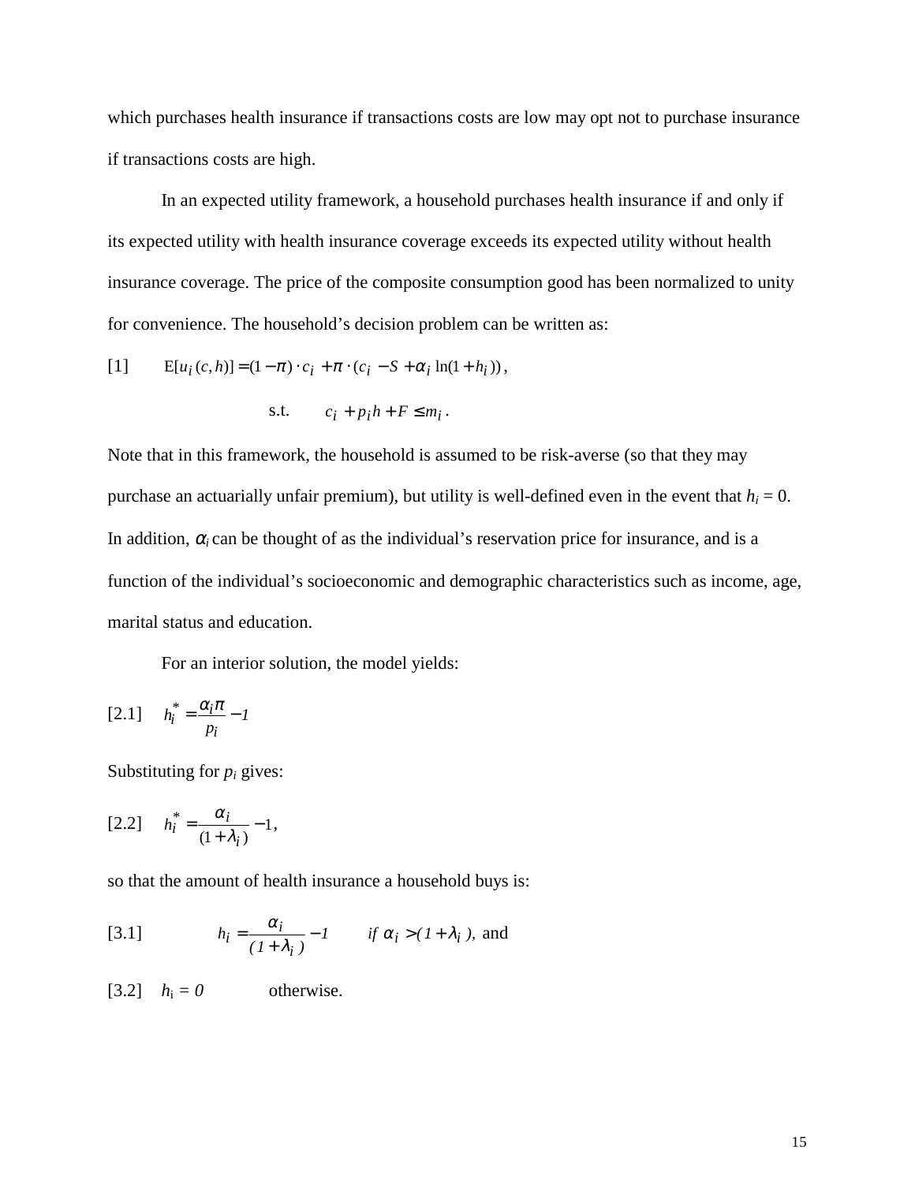which purchases health insurance if transactions costs are low may opt not to purchase insurance if transactions costs are high.

In an expected utility framework, a household purchases health insurance if and only if its expected utility with health insurance coverage exceeds its expected utility without health insurance coverage. The price of the composite consumption good has been normalized to unity for convenience. The household's decision problem can be written as:

[1] $$\text{E}[u_i(c,h)] = (1-\pi)\cdot c_i + \pi \cdot (c_i - S + \alpha_i \ln(1+h_i)),$$

$$\text{s.t.} \qquad c_i + p_i h + F \leq m_i .$$

Note that in this framework, the household is assumed to be risk-averse (so that they may purchase an actuarially unfair premium), but utility is well-defined even in the event that $h_i = 0$. In addition, $\alpha_i$ can be thought of as the individual's reservation price for insurance, and is a function of the individual's socioeconomic and demographic characteristics such as income, age, marital status and education.

For an interior solution, the model yields:

[2.1] $$h_i^* = \frac{\alpha_i \pi}{p_i} - 1$$

Substituting for $p_i$ gives:

[2.2] $$h_i^* = \frac{\alpha_i}{(1+\lambda_i)} - 1,$$

so that the amount of health insurance a household buys is:

[3.1] $$h_i = \frac{\alpha_i}{(1+\lambda_i)} - 1 \qquad \textit{if } \alpha_i > (1+\lambda_i), \text{ and}$$

[3.2] $h_i = 0$ otherwise.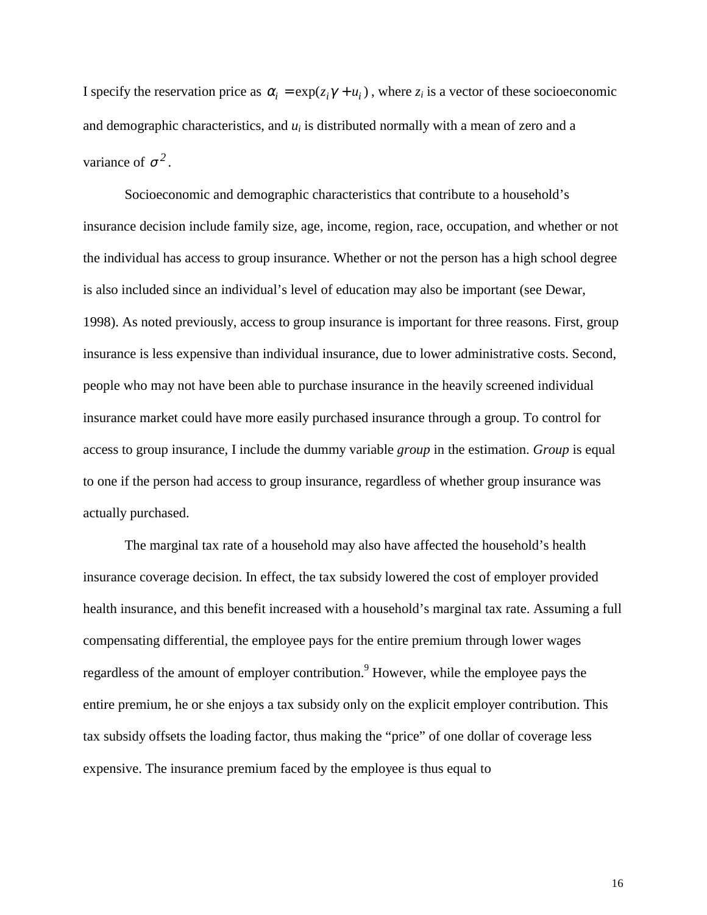I specify the reservation price as $\alpha_i = \exp(z_i\gamma + u_i)$, where $z_i$ is a vector of these socioeconomic and demographic characteristics, and $u_i$ is distributed normally with a mean of zero and a variance of $\sigma^2$.

Socioeconomic and demographic characteristics that contribute to a household's insurance decision include family size, age, income, region, race, occupation, and whether or not the individual has access to group insurance. Whether or not the person has a high school degree is also included since an individual's level of education may also be important (see Dewar, 1998). As noted previously, access to group insurance is important for three reasons. First, group insurance is less expensive than individual insurance, due to lower administrative costs. Second, people who may not have been able to purchase insurance in the heavily screened individual insurance market could have more easily purchased insurance through a group. To control for access to group insurance, I include the dummy variable *group* in the estimation. *Group* is equal to one if the person had access to group insurance, regardless of whether group insurance was actually purchased.

The marginal tax rate of a household may also have affected the household's health insurance coverage decision. In effect, the tax subsidy lowered the cost of employer provided health insurance, and this benefit increased with a household's marginal tax rate. Assuming a full compensating differential, the employee pays for the entire premium through lower wages regardless of the amount of employer contribution.[9] However, while the employee pays the entire premium, he or she enjoys a tax subsidy only on the explicit employer contribution. This tax subsidy offsets the loading factor, thus making the "price" of one dollar of coverage less expensive. The insurance premium faced by the employee is thus equal to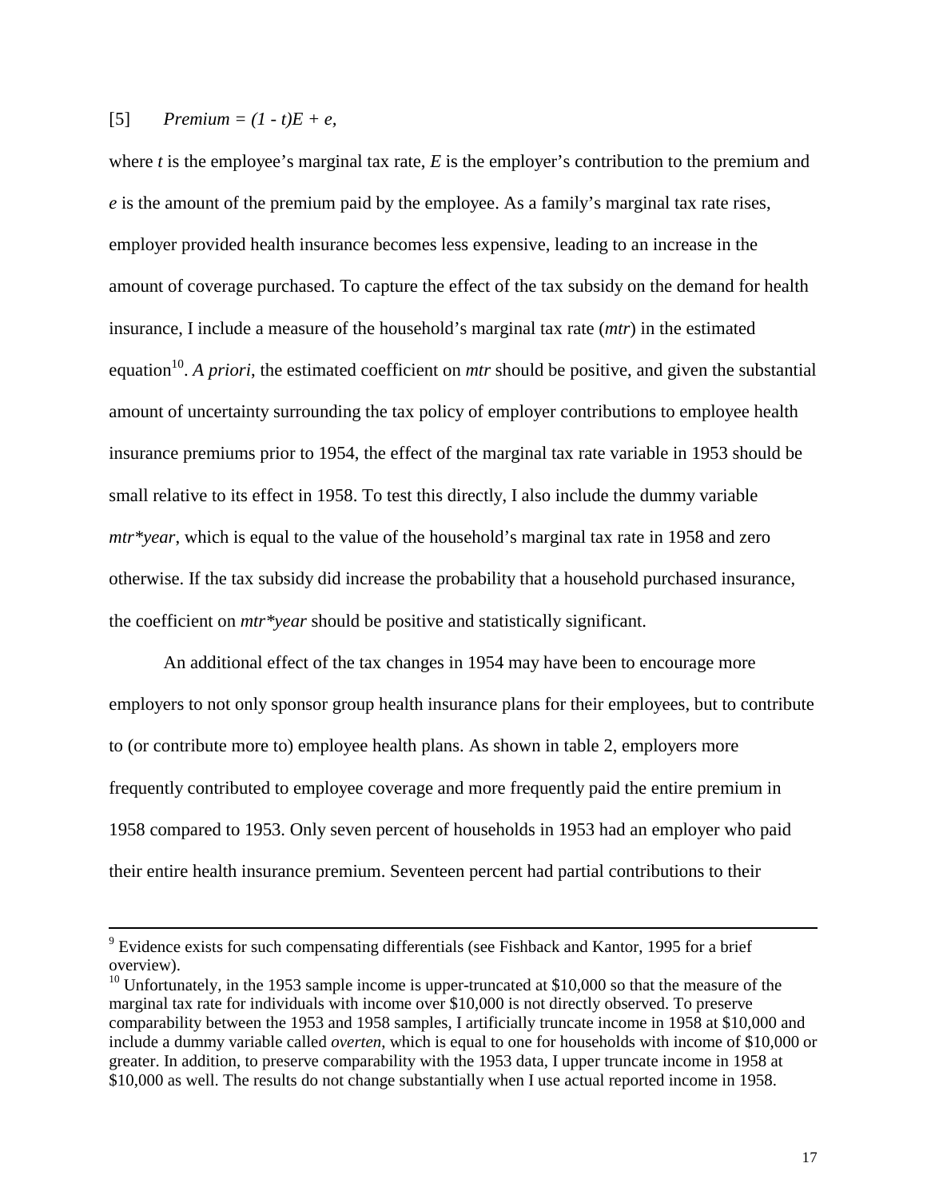[5] $Premium = (1 - t)E + e,$

where $t$ is the employee's marginal tax rate, $E$ is the employer's contribution to the premium and $e$ is the amount of the premium paid by the employee. As a family's marginal tax rate rises, employer provided health insurance becomes less expensive, leading to an increase in the amount of coverage purchased. To capture the effect of the tax subsidy on the demand for health insurance, I include a measure of the household's marginal tax rate (*mtr*) in the estimated equation[10]. *A priori*, the estimated coefficient on *mtr* should be positive, and given the substantial amount of uncertainty surrounding the tax policy of employer contributions to employee health insurance premiums prior to 1954, the effect of the marginal tax rate variable in 1953 should be small relative to its effect in 1958. To test this directly, I also include the dummy variable *mtr*year*, which is equal to the value of the household's marginal tax rate in 1958 and zero otherwise. If the tax subsidy did increase the probability that a household purchased insurance, the coefficient on *mtr*year* should be positive and statistically significant.

An additional effect of the tax changes in 1954 may have been to encourage more employers to not only sponsor group health insurance plans for their employees, but to contribute to (or contribute more to) employee health plans. As shown in table 2, employers more frequently contributed to employee coverage and more frequently paid the entire premium in 1958 compared to 1953. Only seven percent of households in 1953 had an employer who paid their entire health insurance premium. Seventeen percent had partial contributions to their

---

[9] Evidence exists for such compensating differentials (see Fishback and Kantor, 1995 for a brief overview).

[10] Unfortunately, in the 1953 sample income is upper-truncated at \$10,000 so that the measure of the marginal tax rate for individuals with income over \$10,000 is not directly observed. To preserve comparability between the 1953 and 1958 samples, I artificially truncate income in 1958 at \$10,000 and include a dummy variable called *overten*, which is equal to one for households with income of \$10,000 or greater. In addition, to preserve comparability with the 1953 data, I upper truncate income in 1958 at \$10,000 as well. The results do not change substantially when I use actual reported income in 1958.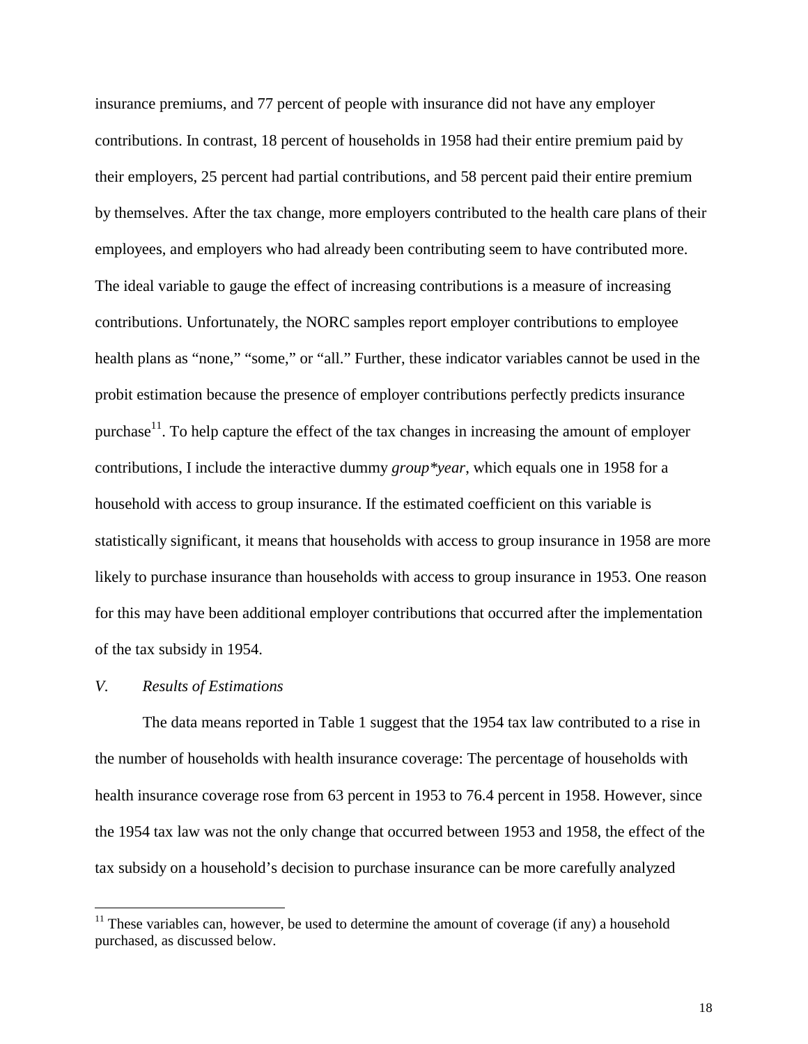insurance premiums, and 77 percent of people with insurance did not have any employer contributions. In contrast, 18 percent of households in 1958 had their entire premium paid by their employers, 25 percent had partial contributions, and 58 percent paid their entire premium by themselves. After the tax change, more employers contributed to the health care plans of their employees, and employers who had already been contributing seem to have contributed more. The ideal variable to gauge the effect of increasing contributions is a measure of increasing contributions. Unfortunately, the NORC samples report employer contributions to employee health plans as "none," "some," or "all." Further, these indicator variables cannot be used in the probit estimation because the presence of employer contributions perfectly predicts insurance purchase[11]. To help capture the effect of the tax changes in increasing the amount of employer contributions, I include the interactive dummy *group*year*, which equals one in 1958 for a household with access to group insurance. If the estimated coefficient on this variable is statistically significant, it means that households with access to group insurance in 1958 are more likely to purchase insurance than households with access to group insurance in 1953. One reason for this may have been additional employer contributions that occurred after the implementation of the tax subsidy in 1954.

## *V. Results of Estimations*

The data means reported in Table 1 suggest that the 1954 tax law contributed to a rise in the number of households with health insurance coverage: The percentage of households with health insurance coverage rose from 63 percent in 1953 to 76.4 percent in 1958. However, since the 1954 tax law was not the only change that occurred between 1953 and 1958, the effect of the tax subsidy on a household's decision to purchase insurance can be more carefully analyzed

---

[11] These variables can, however, be used to determine the amount of coverage (if any) a household purchased, as discussed below.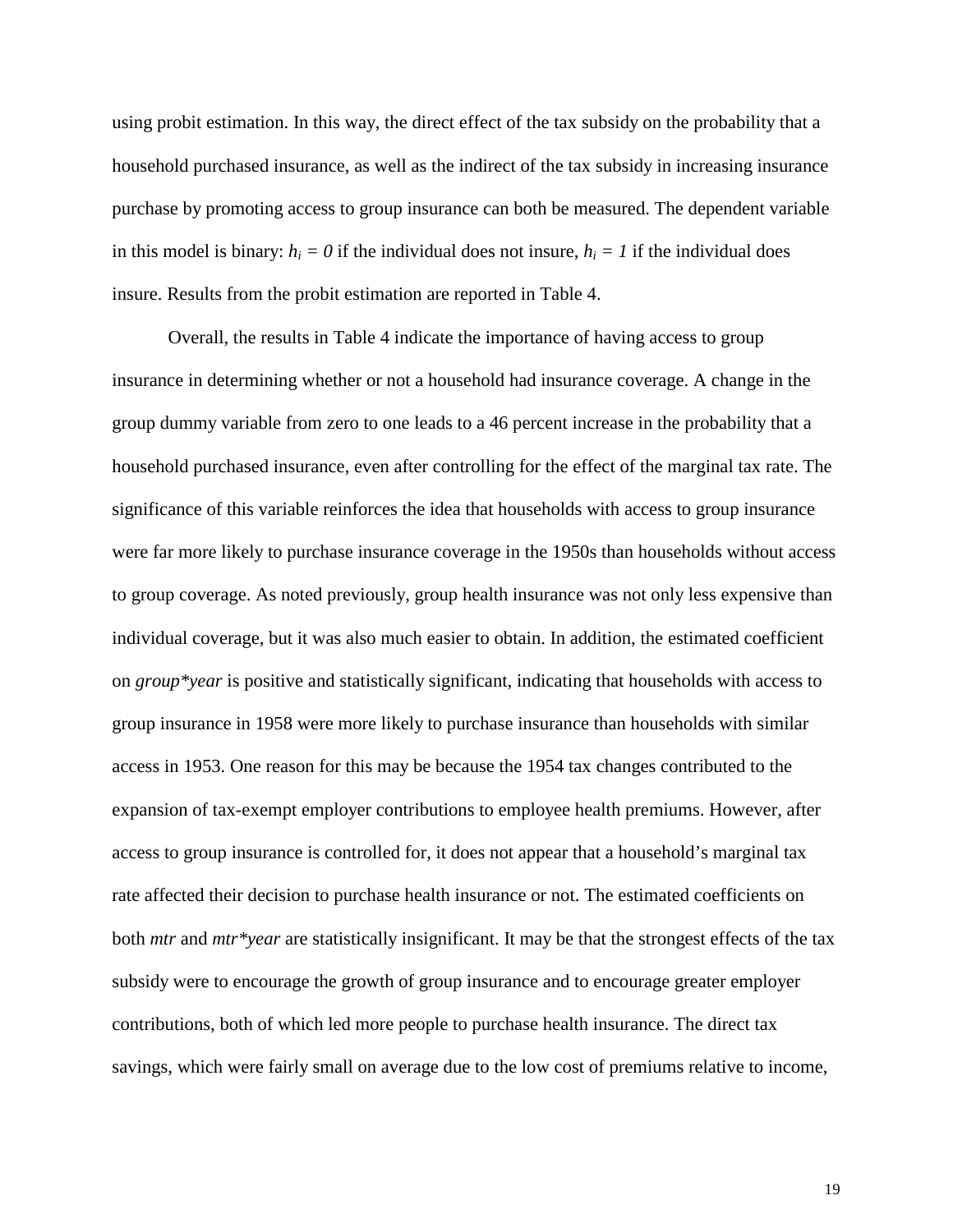using probit estimation. In this way, the direct effect of the tax subsidy on the probability that a household purchased insurance, as well as the indirect of the tax subsidy in increasing insurance purchase by promoting access to group insurance can both be measured. The dependent variable in this model is binary: $h_i = 0$ if the individual does not insure, $h_i = 1$ if the individual does insure. Results from the probit estimation are reported in Table 4.

Overall, the results in Table 4 indicate the importance of having access to group insurance in determining whether or not a household had insurance coverage. A change in the group dummy variable from zero to one leads to a 46 percent increase in the probability that a household purchased insurance, even after controlling for the effect of the marginal tax rate. The significance of this variable reinforces the idea that households with access to group insurance were far more likely to purchase insurance coverage in the 1950s than households without access to group coverage. As noted previously, group health insurance was not only less expensive than individual coverage, but it was also much easier to obtain. In addition, the estimated coefficient on *group\*year* is positive and statistically significant, indicating that households with access to group insurance in 1958 were more likely to purchase insurance than households with similar access in 1953. One reason for this may be because the 1954 tax changes contributed to the expansion of tax-exempt employer contributions to employee health premiums. However, after access to group insurance is controlled for, it does not appear that a household's marginal tax rate affected their decision to purchase health insurance or not. The estimated coefficients on both *mtr* and *mtr\*year* are statistically insignificant. It may be that the strongest effects of the tax subsidy were to encourage the growth of group insurance and to encourage greater employer contributions, both of which led more people to purchase health insurance. The direct tax savings, which were fairly small on average due to the low cost of premiums relative to income,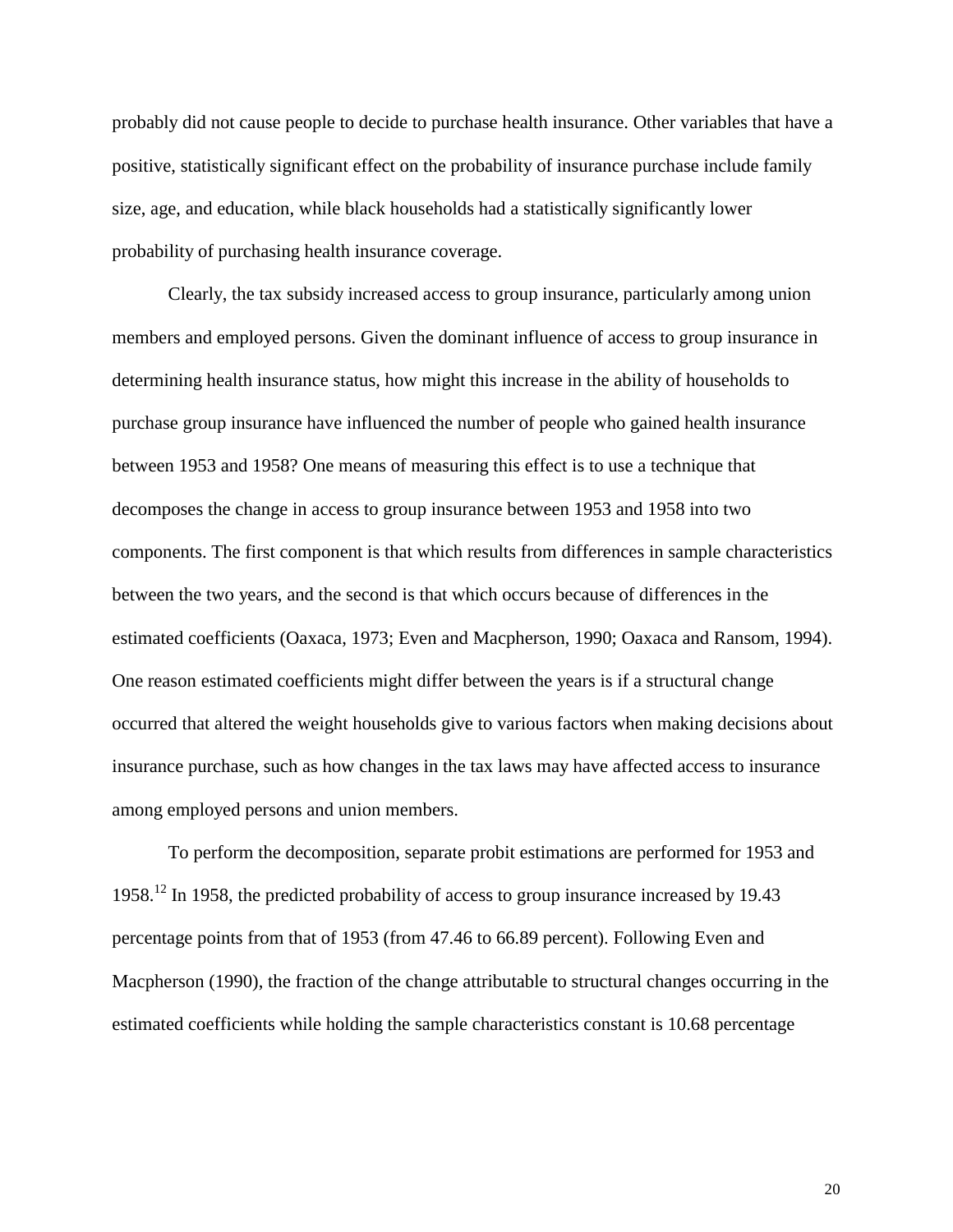probably did not cause people to decide to purchase health insurance. Other variables that have a positive, statistically significant effect on the probability of insurance purchase include family size, age, and education, while black households had a statistically significantly lower probability of purchasing health insurance coverage.

Clearly, the tax subsidy increased access to group insurance, particularly among union members and employed persons. Given the dominant influence of access to group insurance in determining health insurance status, how might this increase in the ability of households to purchase group insurance have influenced the number of people who gained health insurance between 1953 and 1958? One means of measuring this effect is to use a technique that decomposes the change in access to group insurance between 1953 and 1958 into two components. The first component is that which results from differences in sample characteristics between the two years, and the second is that which occurs because of differences in the estimated coefficients (Oaxaca, 1973; Even and Macpherson, 1990; Oaxaca and Ransom, 1994). One reason estimated coefficients might differ between the years is if a structural change occurred that altered the weight households give to various factors when making decisions about insurance purchase, such as how changes in the tax laws may have affected access to insurance among employed persons and union members.

To perform the decomposition, separate probit estimations are performed for 1953 and 1958.[12] In 1958, the predicted probability of access to group insurance increased by 19.43 percentage points from that of 1953 (from 47.46 to 66.89 percent). Following Even and Macpherson (1990), the fraction of the change attributable to structural changes occurring in the estimated coefficients while holding the sample characteristics constant is 10.68 percentage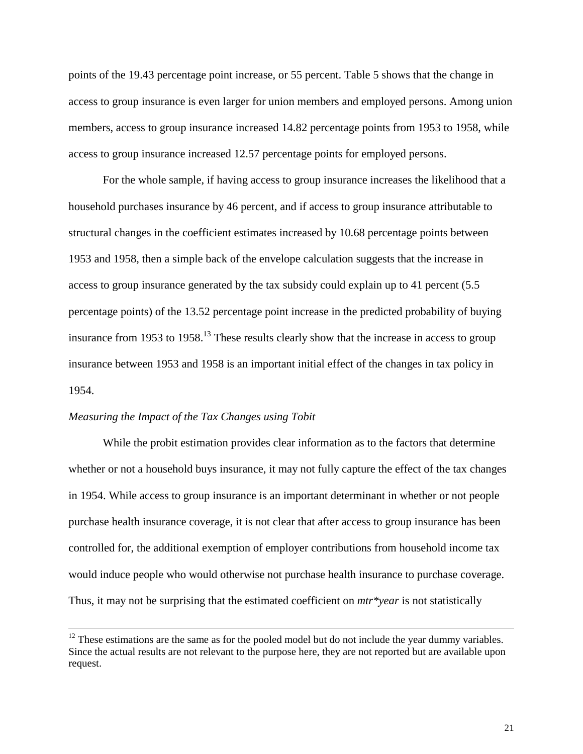points of the 19.43 percentage point increase, or 55 percent. Table 5 shows that the change in access to group insurance is even larger for union members and employed persons. Among union members, access to group insurance increased 14.82 percentage points from 1953 to 1958, while access to group insurance increased 12.57 percentage points for employed persons.

For the whole sample, if having access to group insurance increases the likelihood that a household purchases insurance by 46 percent, and if access to group insurance attributable to structural changes in the coefficient estimates increased by 10.68 percentage points between 1953 and 1958, then a simple back of the envelope calculation suggests that the increase in access to group insurance generated by the tax subsidy could explain up to 41 percent (5.5 percentage points) of the 13.52 percentage point increase in the predicted probability of buying insurance from 1953 to 1958.[13] These results clearly show that the increase in access to group insurance between 1953 and 1958 is an important initial effect of the changes in tax policy in 1954.

*Measuring the Impact of the Tax Changes using Tobit*

While the probit estimation provides clear information as to the factors that determine whether or not a household buys insurance, it may not fully capture the effect of the tax changes in 1954. While access to group insurance is an important determinant in whether or not people purchase health insurance coverage, it is not clear that after access to group insurance has been controlled for, the additional exemption of employer contributions from household income tax would induce people who would otherwise not purchase health insurance to purchase coverage. Thus, it may not be surprising that the estimated coefficient on *mtr*year* is not statistically

---

[12] These estimations are the same as for the pooled model but do not include the year dummy variables. Since the actual results are not relevant to the purpose here, they are not reported but are available upon request.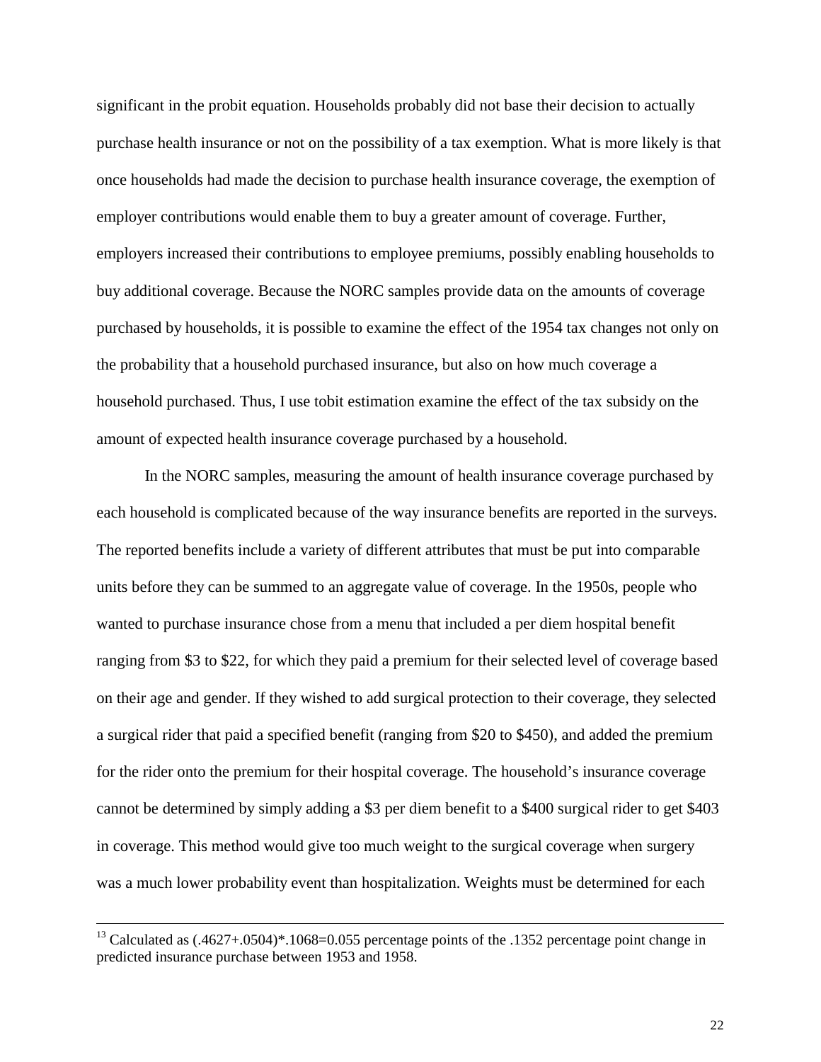significant in the probit equation. Households probably did not base their decision to actually purchase health insurance or not on the possibility of a tax exemption. What is more likely is that once households had made the decision to purchase health insurance coverage, the exemption of employer contributions would enable them to buy a greater amount of coverage. Further, employers increased their contributions to employee premiums, possibly enabling households to buy additional coverage. Because the NORC samples provide data on the amounts of coverage purchased by households, it is possible to examine the effect of the 1954 tax changes not only on the probability that a household purchased insurance, but also on how much coverage a household purchased. Thus, I use tobit estimation examine the effect of the tax subsidy on the amount of expected health insurance coverage purchased by a household.

In the NORC samples, measuring the amount of health insurance coverage purchased by each household is complicated because of the way insurance benefits are reported in the surveys. The reported benefits include a variety of different attributes that must be put into comparable units before they can be summed to an aggregate value of coverage. In the 1950s, people who wanted to purchase insurance chose from a menu that included a per diem hospital benefit ranging from \$3 to \$22, for which they paid a premium for their selected level of coverage based on their age and gender. If they wished to add surgical protection to their coverage, they selected a surgical rider that paid a specified benefit (ranging from \$20 to \$450), and added the premium for the rider onto the premium for their hospital coverage. The household's insurance coverage cannot be determined by simply adding a \$3 per diem benefit to a \$400 surgical rider to get \$403 in coverage. This method would give too much weight to the surgical coverage when surgery was a much lower probability event than hospitalization. Weights must be determined for each

---

[13] Calculated as (.4627+.0504)*.1068=0.055 percentage points of the .1352 percentage point change in predicted insurance purchase between 1953 and 1958.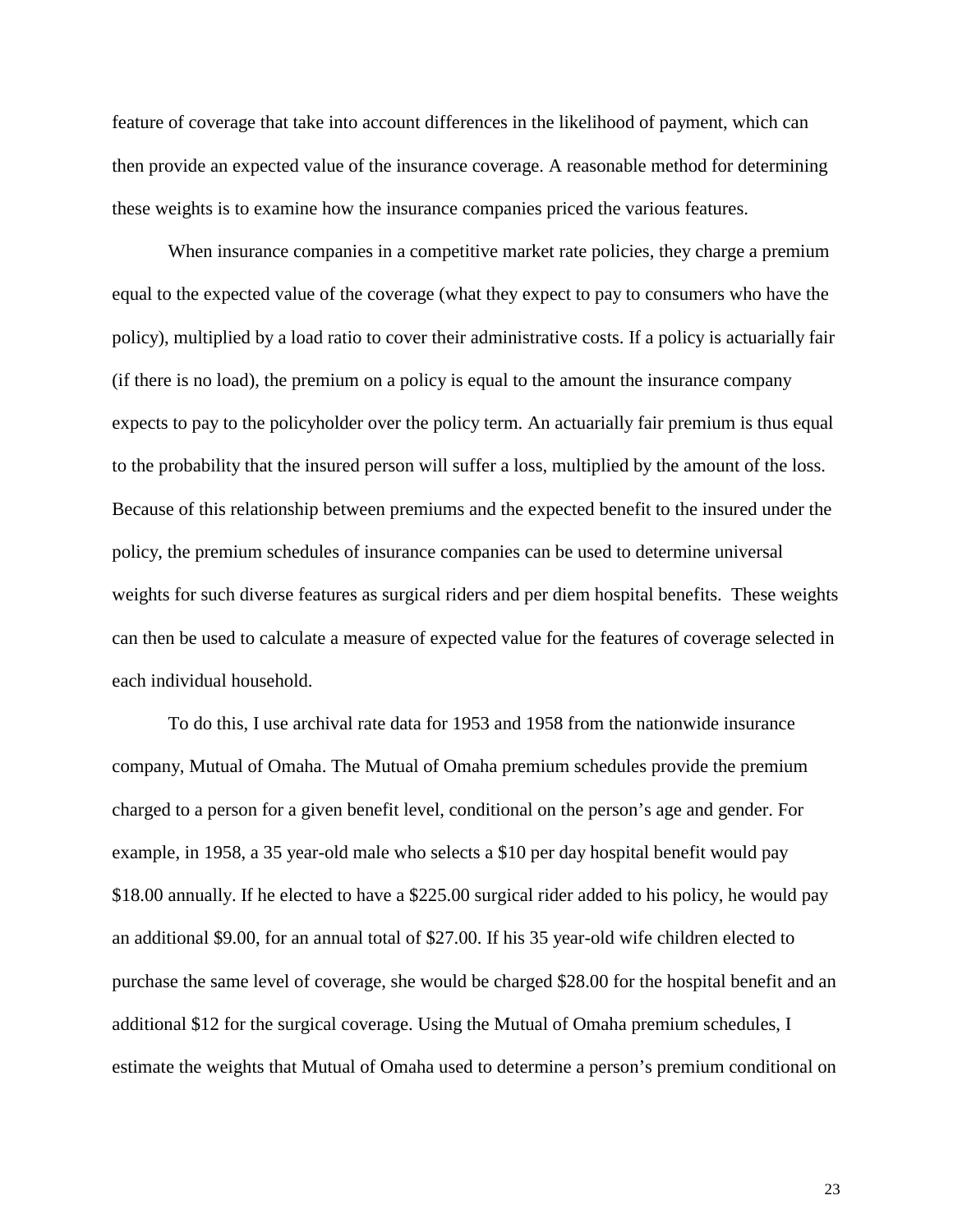feature of coverage that take into account differences in the likelihood of payment, which can then provide an expected value of the insurance coverage. A reasonable method for determining these weights is to examine how the insurance companies priced the various features.

When insurance companies in a competitive market rate policies, they charge a premium equal to the expected value of the coverage (what they expect to pay to consumers who have the policy), multiplied by a load ratio to cover their administrative costs. If a policy is actuarially fair (if there is no load), the premium on a policy is equal to the amount the insurance company expects to pay to the policyholder over the policy term. An actuarially fair premium is thus equal to the probability that the insured person will suffer a loss, multiplied by the amount of the loss. Because of this relationship between premiums and the expected benefit to the insured under the policy, the premium schedules of insurance companies can be used to determine universal weights for such diverse features as surgical riders and per diem hospital benefits. These weights can then be used to calculate a measure of expected value for the features of coverage selected in each individual household.

To do this, I use archival rate data for 1953 and 1958 from the nationwide insurance company, Mutual of Omaha. The Mutual of Omaha premium schedules provide the premium charged to a person for a given benefit level, conditional on the person's age and gender. For example, in 1958, a 35 year-old male who selects a $10 per day hospital benefit would pay $18.00 annually. If he elected to have a $225.00 surgical rider added to his policy, he would pay an additional $9.00, for an annual total of $27.00. If his 35 year-old wife children elected to purchase the same level of coverage, she would be charged $28.00 for the hospital benefit and an additional $12 for the surgical coverage. Using the Mutual of Omaha premium schedules, I estimate the weights that Mutual of Omaha used to determine a person's premium conditional on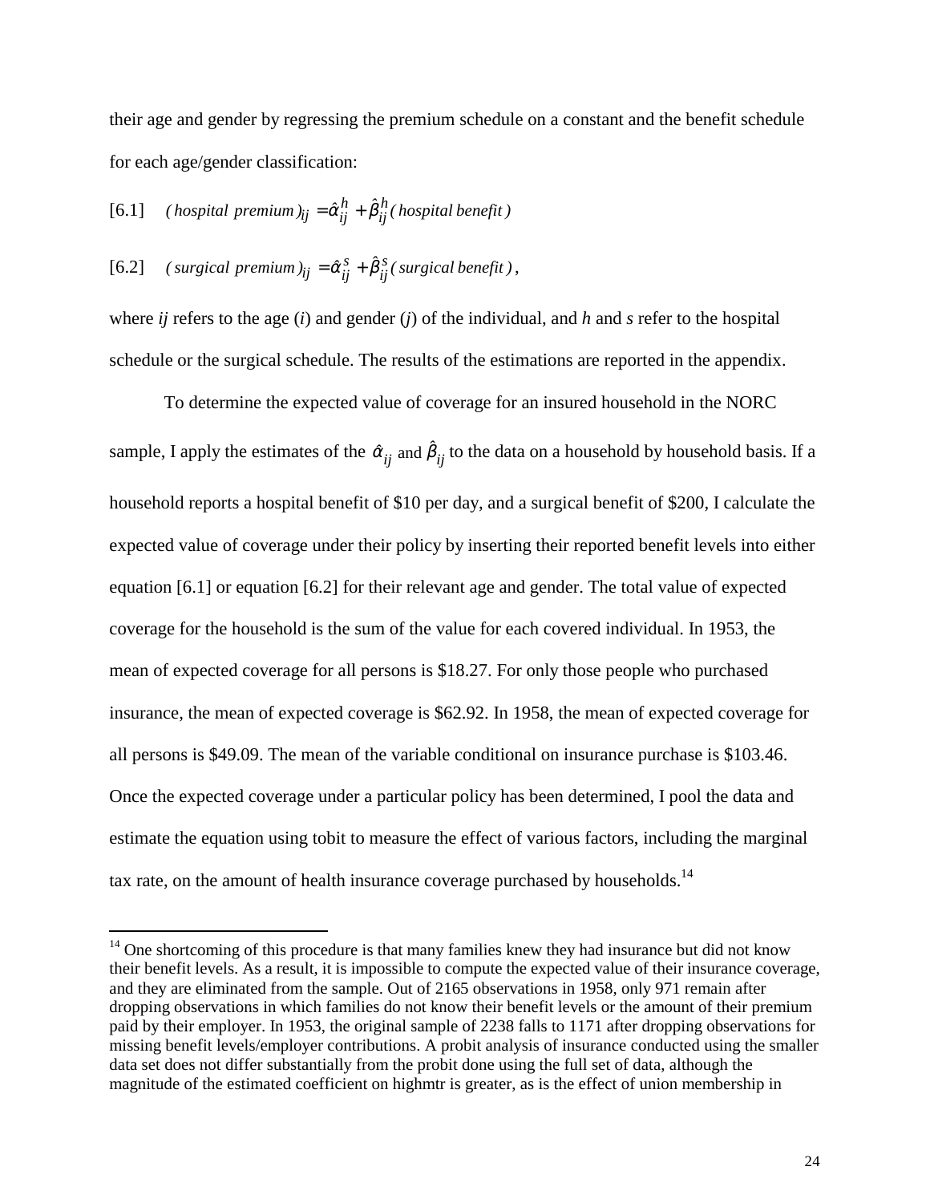their age and gender by regressing the premium schedule on a constant and the benefit schedule for each age/gender classification:

$$[6.1] \quad (\textit{hospital premium})_{ij} = \hat{\alpha}_{ij}^{h} + \hat{\beta}_{ij}^{h}(\textit{hospital benefit})$$

$$[6.2] \quad (\textit{surgical premium})_{ij} = \hat{\alpha}_{ij}^{s} + \hat{\beta}_{ij}^{s}(\textit{surgical benefit}),$$

where *ij* refers to the age (*i*) and gender (*j*) of the individual, and *h* and *s* refer to the hospital schedule or the surgical schedule. The results of the estimations are reported in the appendix.

To determine the expected value of coverage for an insured household in the NORC sample, I apply the estimates of the $\hat{\alpha}_{ij}$ and $\hat{\beta}_{ij}$ to the data on a household by household basis. If a household reports a hospital benefit of $10 per day, and a surgical benefit of $200, I calculate the expected value of coverage under their policy by inserting their reported benefit levels into either equation [6.1] or equation [6.2] for their relevant age and gender. The total value of expected coverage for the household is the sum of the value for each covered individual. In 1953, the mean of expected coverage for all persons is $18.27. For only those people who purchased insurance, the mean of expected coverage is $62.92. In 1958, the mean of expected coverage for all persons is $49.09. The mean of the variable conditional on insurance purchase is $103.46. Once the expected coverage under a particular policy has been determined, I pool the data and estimate the equation using tobit to measure the effect of various factors, including the marginal tax rate, on the amount of health insurance coverage purchased by households.[14]

[14] One shortcoming of this procedure is that many families knew they had insurance but did not know their benefit levels. As a result, it is impossible to compute the expected value of their insurance coverage, and they are eliminated from the sample. Out of 2165 observations in 1958, only 971 remain after dropping observations in which families do not know their benefit levels or the amount of their premium paid by their employer. In 1953, the original sample of 2238 falls to 1171 after dropping observations for missing benefit levels/employer contributions. A probit analysis of insurance conducted using the smaller data set does not differ substantially from the probit done using the full set of data, although the magnitude of the estimated coefficient on highmtr is greater, as is the effect of union membership in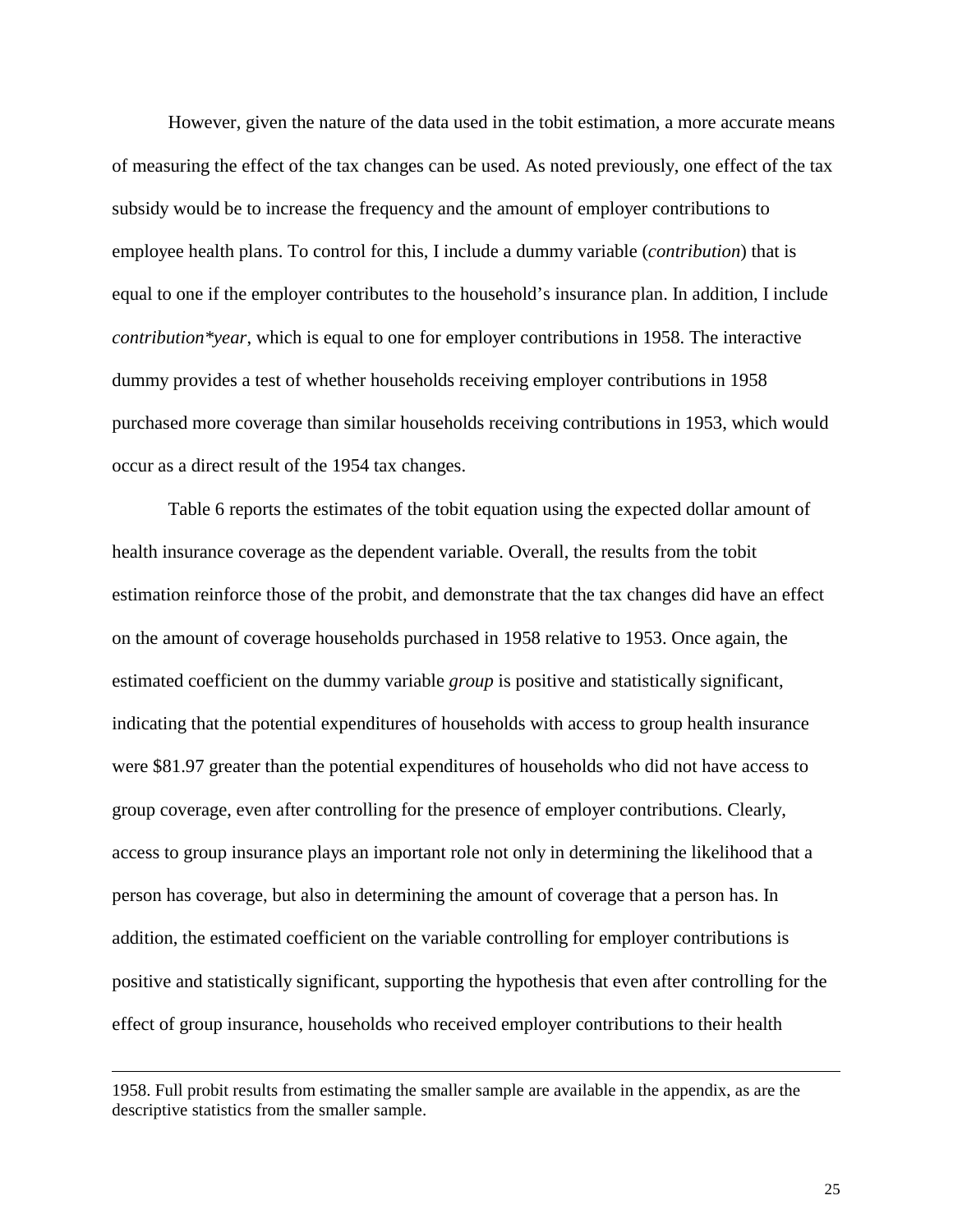However, given the nature of the data used in the tobit estimation, a more accurate means of measuring the effect of the tax changes can be used. As noted previously, one effect of the tax subsidy would be to increase the frequency and the amount of employer contributions to employee health plans. To control for this, I include a dummy variable (*contribution*) that is equal to one if the employer contributes to the household's insurance plan. In addition, I include *contribution*year*, which is equal to one for employer contributions in 1958. The interactive dummy provides a test of whether households receiving employer contributions in 1958 purchased more coverage than similar households receiving contributions in 1953, which would occur as a direct result of the 1954 tax changes.

Table 6 reports the estimates of the tobit equation using the expected dollar amount of health insurance coverage as the dependent variable. Overall, the results from the tobit estimation reinforce those of the probit, and demonstrate that the tax changes did have an effect on the amount of coverage households purchased in 1958 relative to 1953. Once again, the estimated coefficient on the dummy variable *group* is positive and statistically significant, indicating that the potential expenditures of households with access to group health insurance were $81.97 greater than the potential expenditures of households who did not have access to group coverage, even after controlling for the presence of employer contributions. Clearly, access to group insurance plays an important role not only in determining the likelihood that a person has coverage, but also in determining the amount of coverage that a person has. In addition, the estimated coefficient on the variable controlling for employer contributions is positive and statistically significant, supporting the hypothesis that even after controlling for the effect of group insurance, households who received employer contributions to their health

---

1958. Full probit results from estimating the smaller sample are available in the appendix, as are the descriptive statistics from the smaller sample.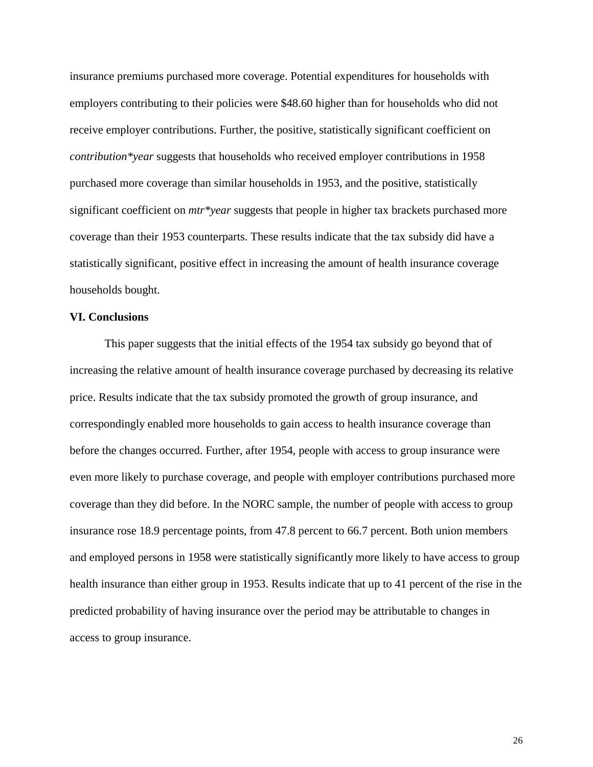insurance premiums purchased more coverage. Potential expenditures for households with employers contributing to their policies were $48.60 higher than for households who did not receive employer contributions. Further, the positive, statistically significant coefficient on *contribution*year* suggests that households who received employer contributions in 1958 purchased more coverage than similar households in 1953, and the positive, statistically significant coefficient on *mtr*year* suggests that people in higher tax brackets purchased more coverage than their 1953 counterparts. These results indicate that the tax subsidy did have a statistically significant, positive effect in increasing the amount of health insurance coverage households bought.

## VI. Conclusions

This paper suggests that the initial effects of the 1954 tax subsidy go beyond that of increasing the relative amount of health insurance coverage purchased by decreasing its relative price. Results indicate that the tax subsidy promoted the growth of group insurance, and correspondingly enabled more households to gain access to health insurance coverage than before the changes occurred. Further, after 1954, people with access to group insurance were even more likely to purchase coverage, and people with employer contributions purchased more coverage than they did before. In the NORC sample, the number of people with access to group insurance rose 18.9 percentage points, from 47.8 percent to 66.7 percent. Both union members and employed persons in 1958 were statistically significantly more likely to have access to group health insurance than either group in 1953. Results indicate that up to 41 percent of the rise in the predicted probability of having insurance over the period may be attributable to changes in access to group insurance.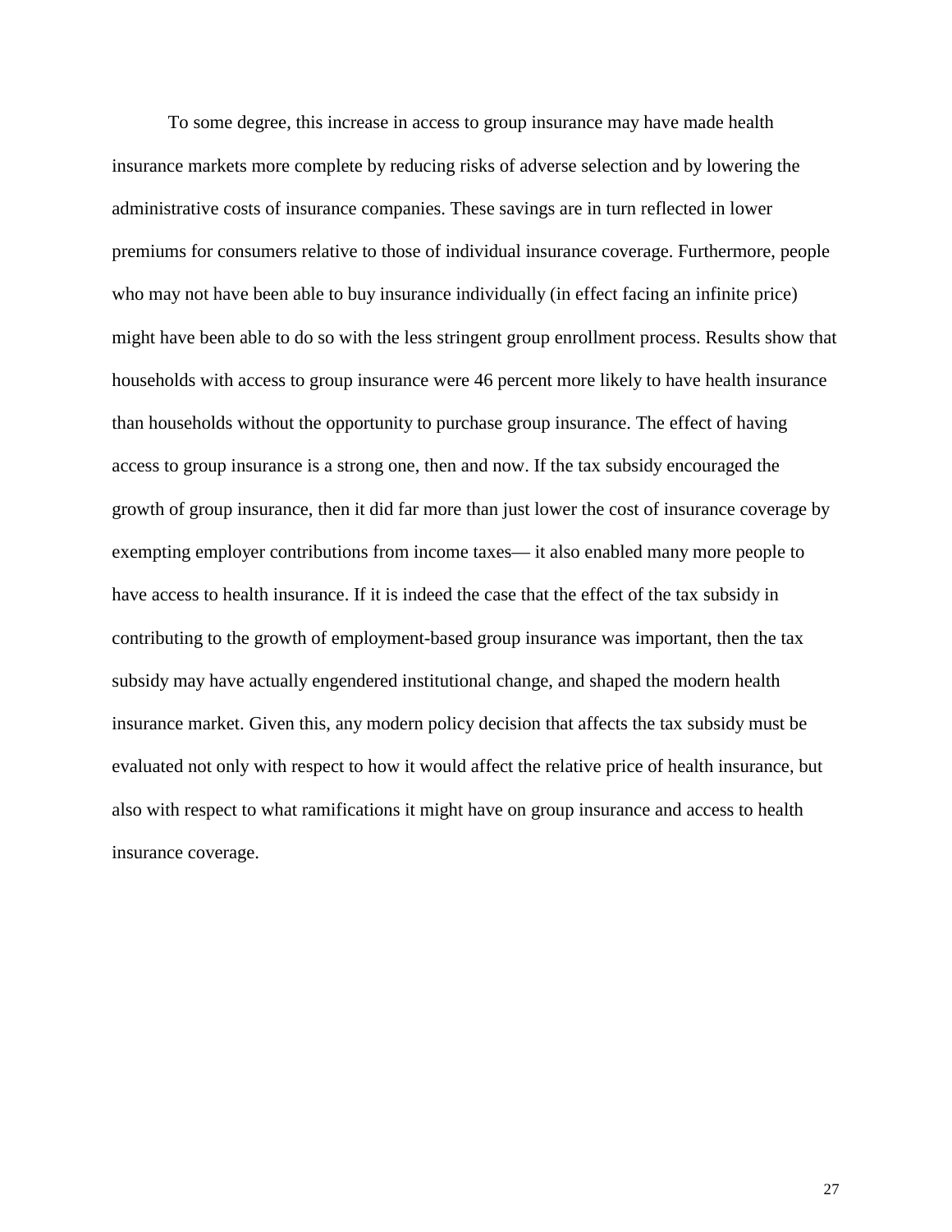To some degree, this increase in access to group insurance may have made health insurance markets more complete by reducing risks of adverse selection and by lowering the administrative costs of insurance companies. These savings are in turn reflected in lower premiums for consumers relative to those of individual insurance coverage. Furthermore, people who may not have been able to buy insurance individually (in effect facing an infinite price) might have been able to do so with the less stringent group enrollment process. Results show that households with access to group insurance were 46 percent more likely to have health insurance than households without the opportunity to purchase group insurance. The effect of having access to group insurance is a strong one, then and now. If the tax subsidy encouraged the growth of group insurance, then it did far more than just lower the cost of insurance coverage by exempting employer contributions from income taxes— it also enabled many more people to have access to health insurance. If it is indeed the case that the effect of the tax subsidy in contributing to the growth of employment-based group insurance was important, then the tax subsidy may have actually engendered institutional change, and shaped the modern health insurance market. Given this, any modern policy decision that affects the tax subsidy must be evaluated not only with respect to how it would affect the relative price of health insurance, but also with respect to what ramifications it might have on group insurance and access to health insurance coverage.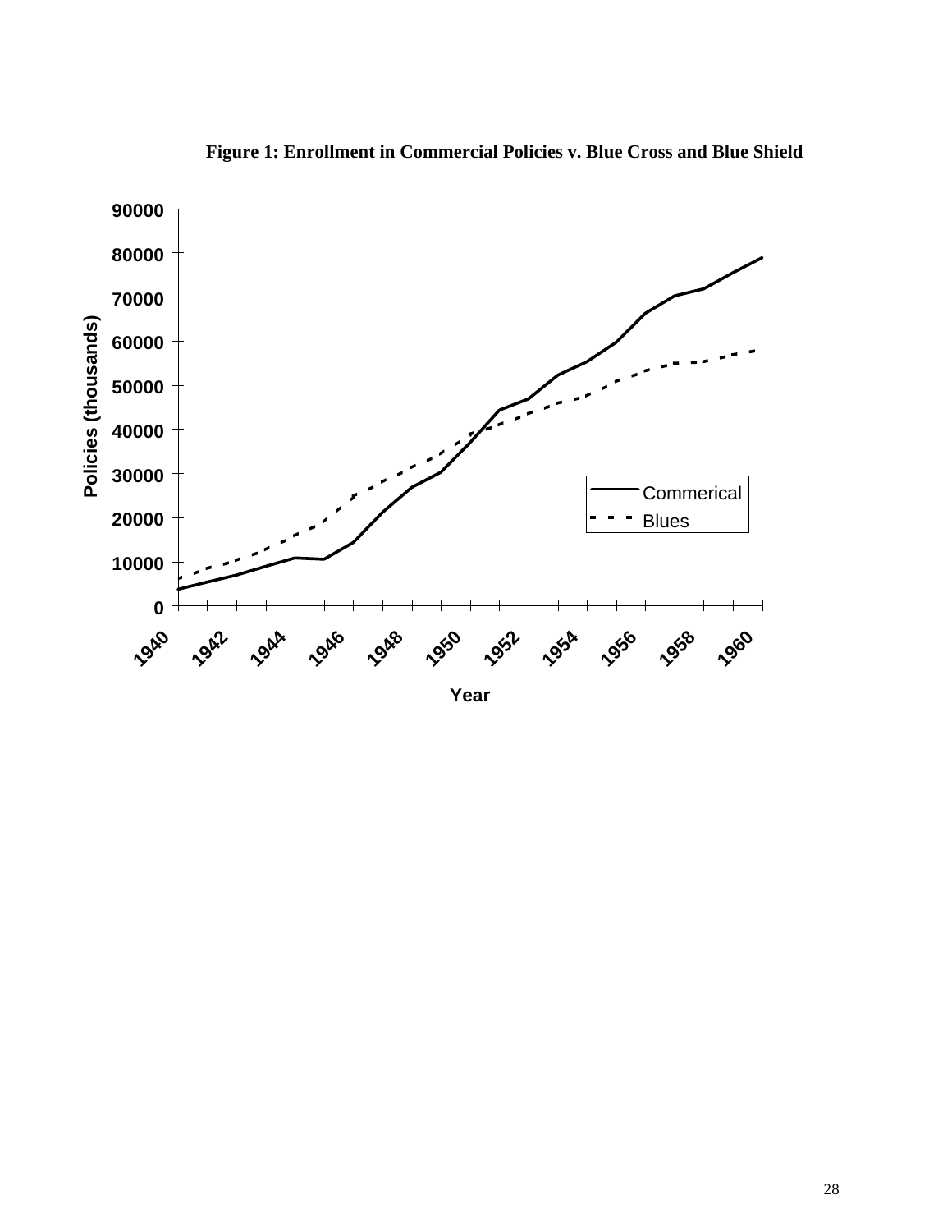**Figure 1: Enrollment in Commercial Policies v. Blue Cross and Blue Shield**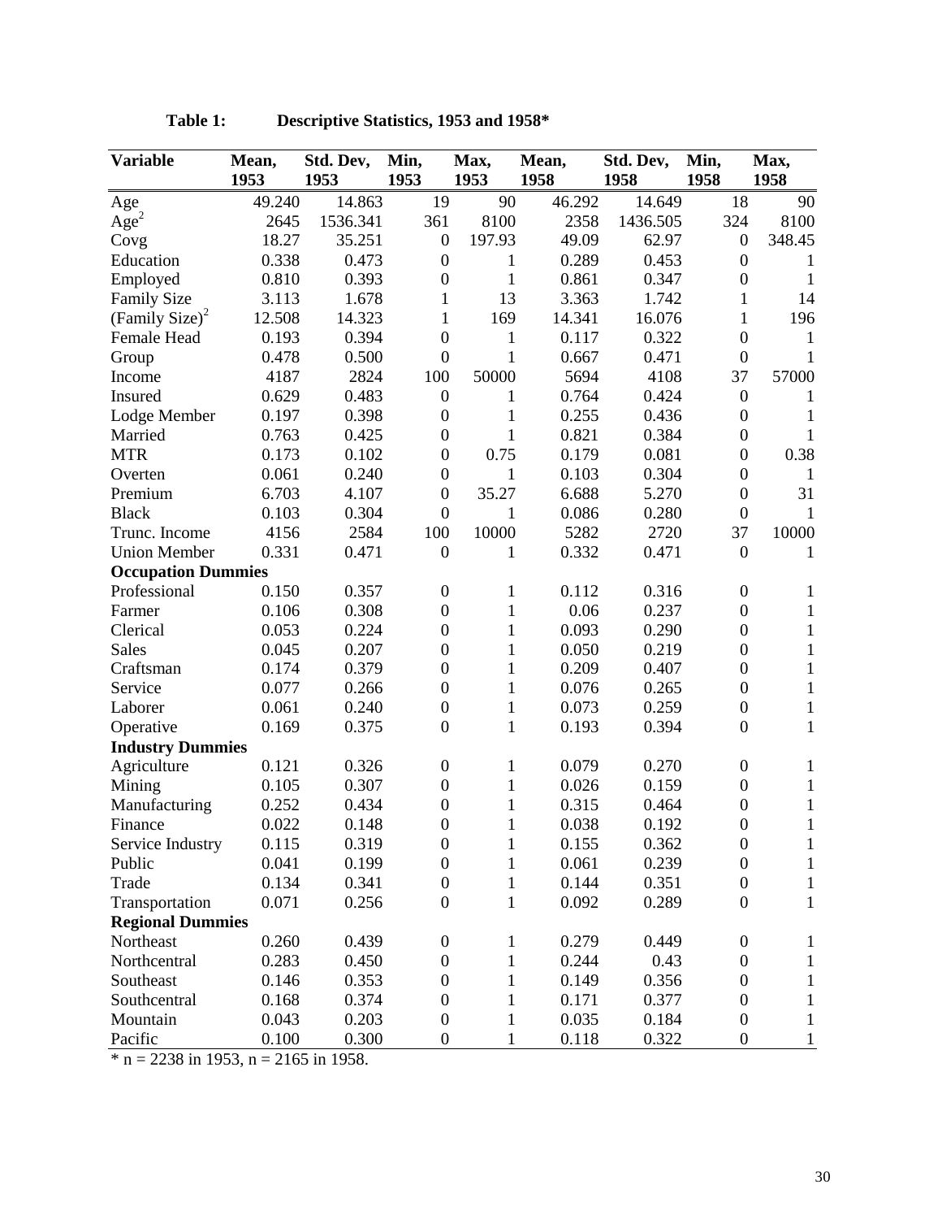**Table 1: Descriptive Statistics, 1953 and 1958***

| Variable | Mean, 1953 | Std. Dev, 1953 | Min, 1953 | Max, 1953 | Mean, 1958 | Std. Dev, 1958 | Min, 1958 | Max, 1958 |
|---|---|---|---|---|---|---|---|---|
| Age | 49.240 | 14.863 | 19 | 90 | 46.292 | 14.649 | 18 | 90 |
| $Age^2$ | 2645 | 1536.341 | 361 | 8100 | 2358 | 1436.505 | 324 | 8100 |
| Covg | 18.27 | 35.251 | 0 | 197.93 | 49.09 | 62.97 | 0 | 348.45 |
| Education | 0.338 | 0.473 | 0 | 1 | 0.289 | 0.453 | 0 | 1 |
| Employed | 0.810 | 0.393 | 0 | 1 | 0.861 | 0.347 | 0 | 1 |
| Family Size | 3.113 | 1.678 | 1 | 13 | 3.363 | 1.742 | 1 | 14 |
| $(\text{Family Size})^2$ | 12.508 | 14.323 | 1 | 169 | 14.341 | 16.076 | 1 | 196 |
| Female Head | 0.193 | 0.394 | 0 | 1 | 0.117 | 0.322 | 0 | 1 |
| Group | 0.478 | 0.500 | 0 | 1 | 0.667 | 0.471 | 0 | 1 |
| Income | 4187 | 2824 | 100 | 50000 | 5694 | 4108 | 37 | 57000 |
| Insured | 0.629 | 0.483 | 0 | 1 | 0.764 | 0.424 | 0 | 1 |
| Lodge Member | 0.197 | 0.398 | 0 | 1 | 0.255 | 0.436 | 0 | 1 |
| Married | 0.763 | 0.425 | 0 | 1 | 0.821 | 0.384 | 0 | 1 |
| MTR | 0.173 | 0.102 | 0 | 0.75 | 0.179 | 0.081 | 0 | 0.38 |
| Overten | 0.061 | 0.240 | 0 | 1 | 0.103 | 0.304 | 0 | 1 |
| Premium | 6.703 | 4.107 | 0 | 35.27 | 6.688 | 5.270 | 0 | 31 |
| Black | 0.103 | 0.304 | 0 | 1 | 0.086 | 0.280 | 0 | 1 |
| Trunc. Income | 4156 | 2584 | 100 | 10000 | 5282 | 2720 | 37 | 10000 |
| Union Member | 0.331 | 0.471 | 0 | 1 | 0.332 | 0.471 | 0 | 1 |
| **Occupation Dummies** | | | | | | | | |
| Professional | 0.150 | 0.357 | 0 | 1 | 0.112 | 0.316 | 0 | 1 |
| Farmer | 0.106 | 0.308 | 0 | 1 | 0.06 | 0.237 | 0 | 1 |
| Clerical | 0.053 | 0.224 | 0 | 1 | 0.093 | 0.290 | 0 | 1 |
| Sales | 0.045 | 0.207 | 0 | 1 | 0.050 | 0.219 | 0 | 1 |
| Craftsman | 0.174 | 0.379 | 0 | 1 | 0.209 | 0.407 | 0 | 1 |
| Service | 0.077 | 0.266 | 0 | 1 | 0.076 | 0.265 | 0 | 1 |
| Laborer | 0.061 | 0.240 | 0 | 1 | 0.073 | 0.259 | 0 | 1 |
| Operative | 0.169 | 0.375 | 0 | 1 | 0.193 | 0.394 | 0 | 1 |
| **Industry Dummies** | | | | | | | | |
| Agriculture | 0.121 | 0.326 | 0 | 1 | 0.079 | 0.270 | 0 | 1 |
| Mining | 0.105 | 0.307 | 0 | 1 | 0.026 | 0.159 | 0 | 1 |
| Manufacturing | 0.252 | 0.434 | 0 | 1 | 0.315 | 0.464 | 0 | 1 |
| Finance | 0.022 | 0.148 | 0 | 1 | 0.038 | 0.192 | 0 | 1 |
| Service Industry | 0.115 | 0.319 | 0 | 1 | 0.155 | 0.362 | 0 | 1 |
| Public | 0.041 | 0.199 | 0 | 1 | 0.061 | 0.239 | 0 | 1 |
| Trade | 0.134 | 0.341 | 0 | 1 | 0.144 | 0.351 | 0 | 1 |
| Transportation | 0.071 | 0.256 | 0 | 1 | 0.092 | 0.289 | 0 | 1 |
| **Regional Dummies** | | | | | | | | |
| Northeast | 0.260 | 0.439 | 0 | 1 | 0.279 | 0.449 | 0 | 1 |
| Northcentral | 0.283 | 0.450 | 0 | 1 | 0.244 | 0.43 | 0 | 1 |
| Southeast | 0.146 | 0.353 | 0 | 1 | 0.149 | 0.356 | 0 | 1 |
| Southcentral | 0.168 | 0.374 | 0 | 1 | 0.171 | 0.377 | 0 | 1 |
| Mountain | 0.043 | 0.203 | 0 | 1 | 0.035 | 0.184 | 0 | 1 |
| Pacific | 0.100 | 0.300 | 0 | 1 | 0.118 | 0.322 | 0 | 1 |

* n = 2238 in 1953, n = 2165 in 1958.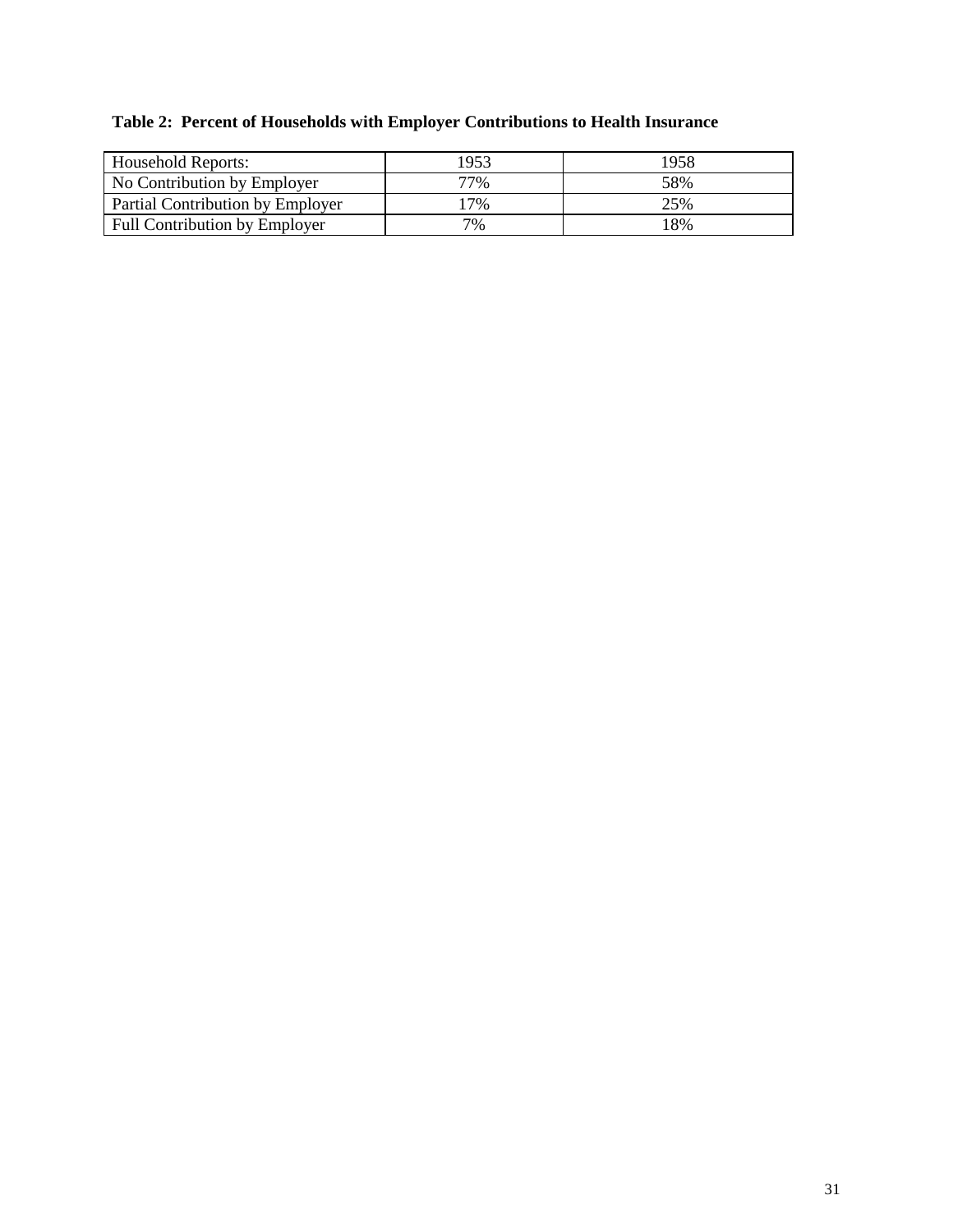**Table 2: Percent of Households with Employer Contributions to Health Insurance**

| Household Reports: | 1953 | 1958 |
|---|---|---|
| No Contribution by Employer | 77% | 58% |
| Partial Contribution by Employer | 17% | 25% |
| Full Contribution by Employer | 7% | 18% |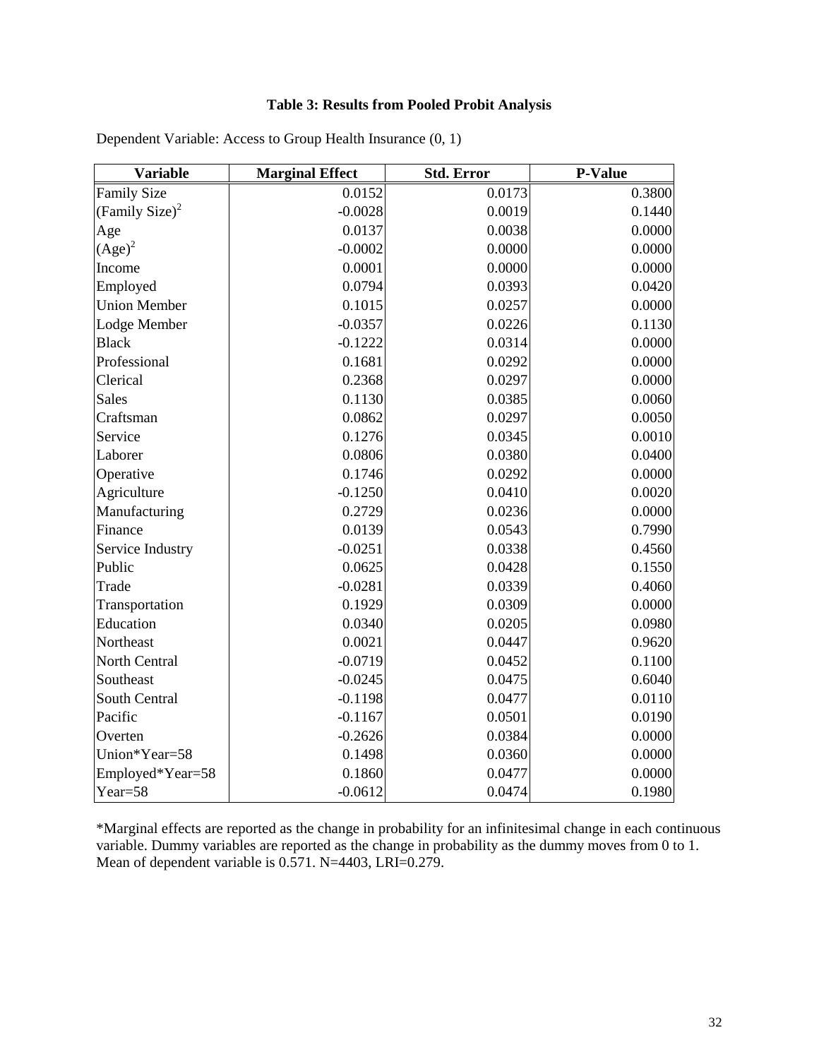**Table 3: Results from Pooled Probit Analysis**

Dependent Variable: Access to Group Health Insurance (0, 1)

| Variable | Marginal Effect | Std. Error | P-Value |
|---|---|---|---|
| Family Size | 0.0152 | 0.0173 | 0.3800 |
| $(\text{Family Size})^2$ | -0.0028 | 0.0019 | 0.1440 |
| Age | 0.0137 | 0.0038 | 0.0000 |
| $(\text{Age})^2$ | -0.0002 | 0.0000 | 0.0000 |
| Income | 0.0001 | 0.0000 | 0.0000 |
| Employed | 0.0794 | 0.0393 | 0.0420 |
| Union Member | 0.1015 | 0.0257 | 0.0000 |
| Lodge Member | -0.0357 | 0.0226 | 0.1130 |
| Black | -0.1222 | 0.0314 | 0.0000 |
| Professional | 0.1681 | 0.0292 | 0.0000 |
| Clerical | 0.2368 | 0.0297 | 0.0000 |
| Sales | 0.1130 | 0.0385 | 0.0060 |
| Craftsman | 0.0862 | 0.0297 | 0.0050 |
| Service | 0.1276 | 0.0345 | 0.0010 |
| Laborer | 0.0806 | 0.0380 | 0.0400 |
| Operative | 0.1746 | 0.0292 | 0.0000 |
| Agriculture | -0.1250 | 0.0410 | 0.0020 |
| Manufacturing | 0.2729 | 0.0236 | 0.0000 |
| Finance | 0.0139 | 0.0543 | 0.7990 |
| Service Industry | -0.0251 | 0.0338 | 0.4560 |
| Public | 0.0625 | 0.0428 | 0.1550 |
| Trade | -0.0281 | 0.0339 | 0.4060 |
| Transportation | 0.1929 | 0.0309 | 0.0000 |
| Education | 0.0340 | 0.0205 | 0.0980 |
| Northeast | 0.0021 | 0.0447 | 0.9620 |
| North Central | -0.0719 | 0.0452 | 0.1100 |
| Southeast | -0.0245 | 0.0475 | 0.6040 |
| South Central | -0.1198 | 0.0477 | 0.0110 |
| Pacific | -0.1167 | 0.0501 | 0.0190 |
| Overten | -0.2626 | 0.0384 | 0.0000 |
| Union*Year=58 | 0.1498 | 0.0360 | 0.0000 |
| Employed*Year=58 | 0.1860 | 0.0477 | 0.0000 |
| Year=58 | -0.0612 | 0.0474 | 0.1980 |

*Marginal effects are reported as the change in probability for an infinitesimal change in each continuous variable. Dummy variables are reported as the change in probability as the dummy moves from 0 to 1. Mean of dependent variable is 0.571. N=4403, LRI=0.279.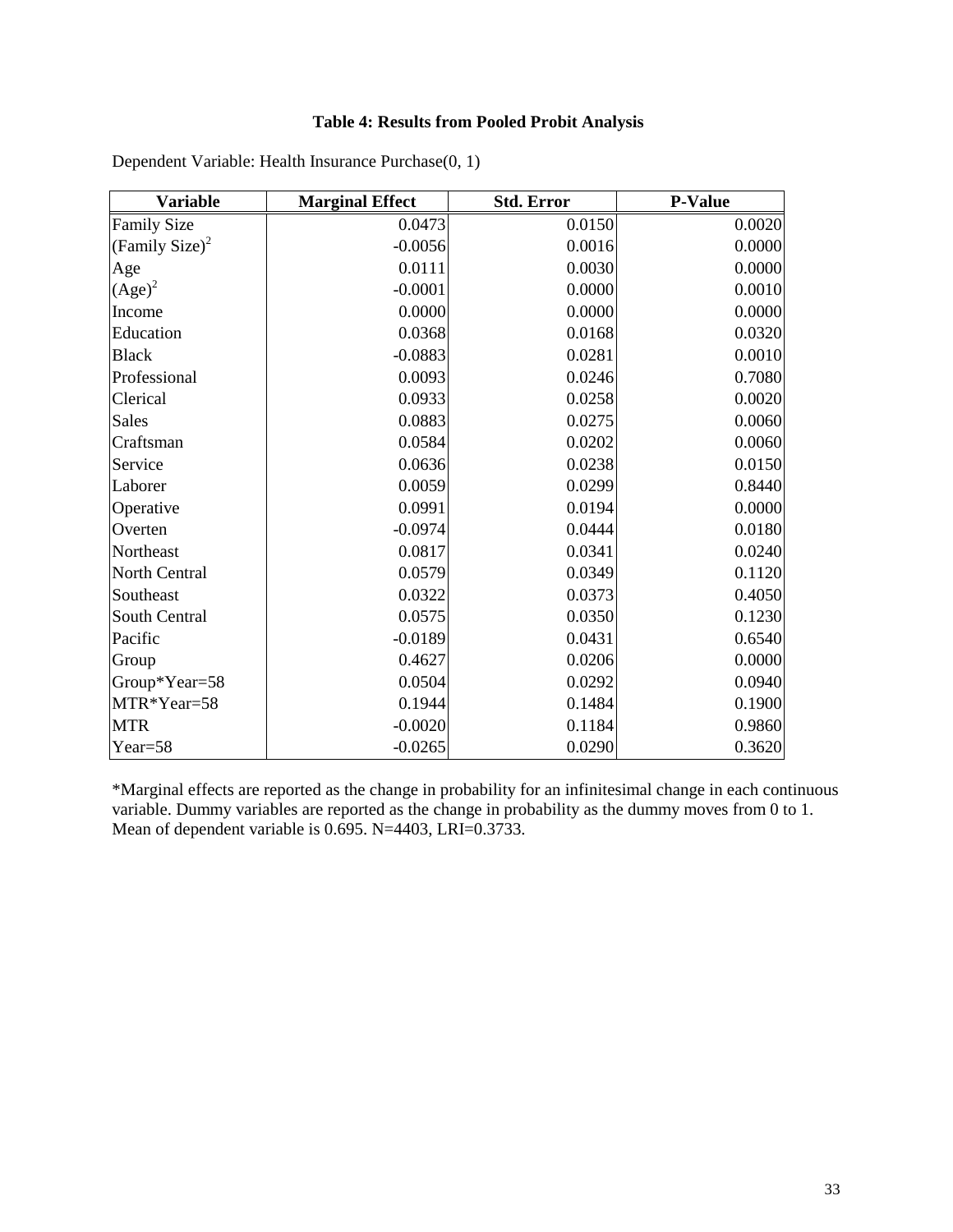**Table 4: Results from Pooled Probit Analysis**

Dependent Variable: Health Insurance Purchase(0, 1)

| Variable | Marginal Effect | Std. Error | P-Value |
|---|---|---|---|
| Family Size | 0.0473 | 0.0150 | 0.0020 |
| $(\text{Family Size})^2$ | -0.0056 | 0.0016 | 0.0000 |
| Age | 0.0111 | 0.0030 | 0.0000 |
| $(\text{Age})^2$ | -0.0001 | 0.0000 | 0.0010 |
| Income | 0.0000 | 0.0000 | 0.0000 |
| Education | 0.0368 | 0.0168 | 0.0320 |
| Black | -0.0883 | 0.0281 | 0.0010 |
| Professional | 0.0093 | 0.0246 | 0.7080 |
| Clerical | 0.0933 | 0.0258 | 0.0020 |
| Sales | 0.0883 | 0.0275 | 0.0060 |
| Craftsman | 0.0584 | 0.0202 | 0.0060 |
| Service | 0.0636 | 0.0238 | 0.0150 |
| Laborer | 0.0059 | 0.0299 | 0.8440 |
| Operative | 0.0991 | 0.0194 | 0.0000 |
| Overten | -0.0974 | 0.0444 | 0.0180 |
| Northeast | 0.0817 | 0.0341 | 0.0240 |
| North Central | 0.0579 | 0.0349 | 0.1120 |
| Southeast | 0.0322 | 0.0373 | 0.4050 |
| South Central | 0.0575 | 0.0350 | 0.1230 |
| Pacific | -0.0189 | 0.0431 | 0.6540 |
| Group | 0.4627 | 0.0206 | 0.0000 |
| Group*Year=58 | 0.0504 | 0.0292 | 0.0940 |
| MTR*Year=58 | 0.1944 | 0.1484 | 0.1900 |
| MTR | -0.0020 | 0.1184 | 0.9860 |
| Year=58 | -0.0265 | 0.0290 | 0.3620 |

*Marginal effects are reported as the change in probability for an infinitesimal change in each continuous variable. Dummy variables are reported as the change in probability as the dummy moves from 0 to 1. Mean of dependent variable is 0.695. N=4403, LRI=0.3733.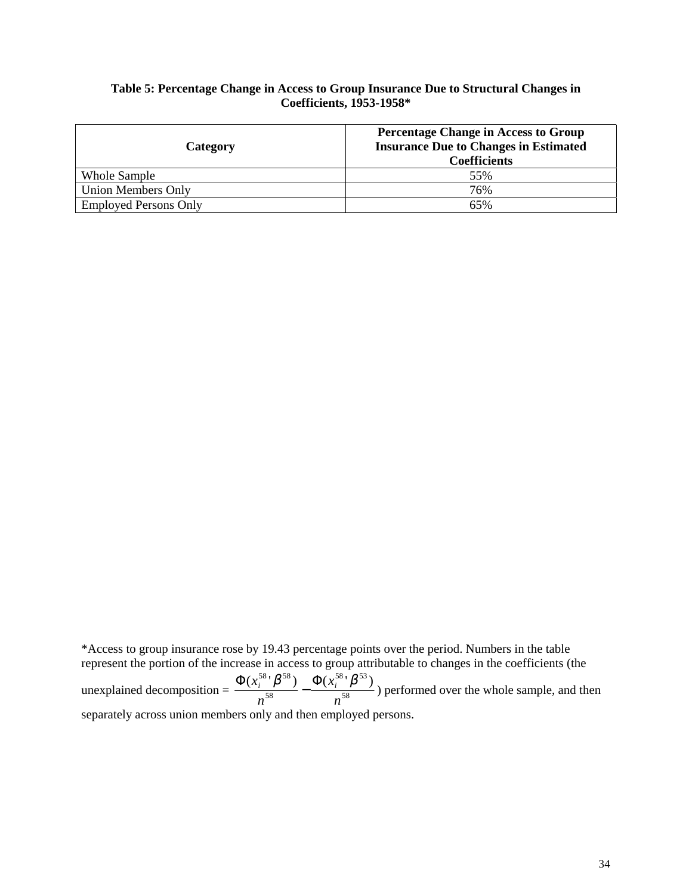**Table 5: Percentage Change in Access to Group Insurance Due to Structural Changes in Coefficients, 1953-1958***

| Category | Percentage Change in Access to Group Insurance Due to Changes in Estimated Coefficients |
|---|---|
| Whole Sample | 55% |
| Union Members Only | 76% |
| Employed Persons Only | 65% |

*Access to group insurance rose by 19.43 percentage points over the period. Numbers in the table represent the portion of the increase in access to group attributable to changes in the coefficients (the unexplained decomposition = $\frac{\Phi(x_i^{58}{}'\beta^{58})}{n^{58}} - \frac{\Phi(x_i^{58}{}'\beta^{53})}{n^{58}}$) performed over the whole sample, and then separately across union members only and then employed persons.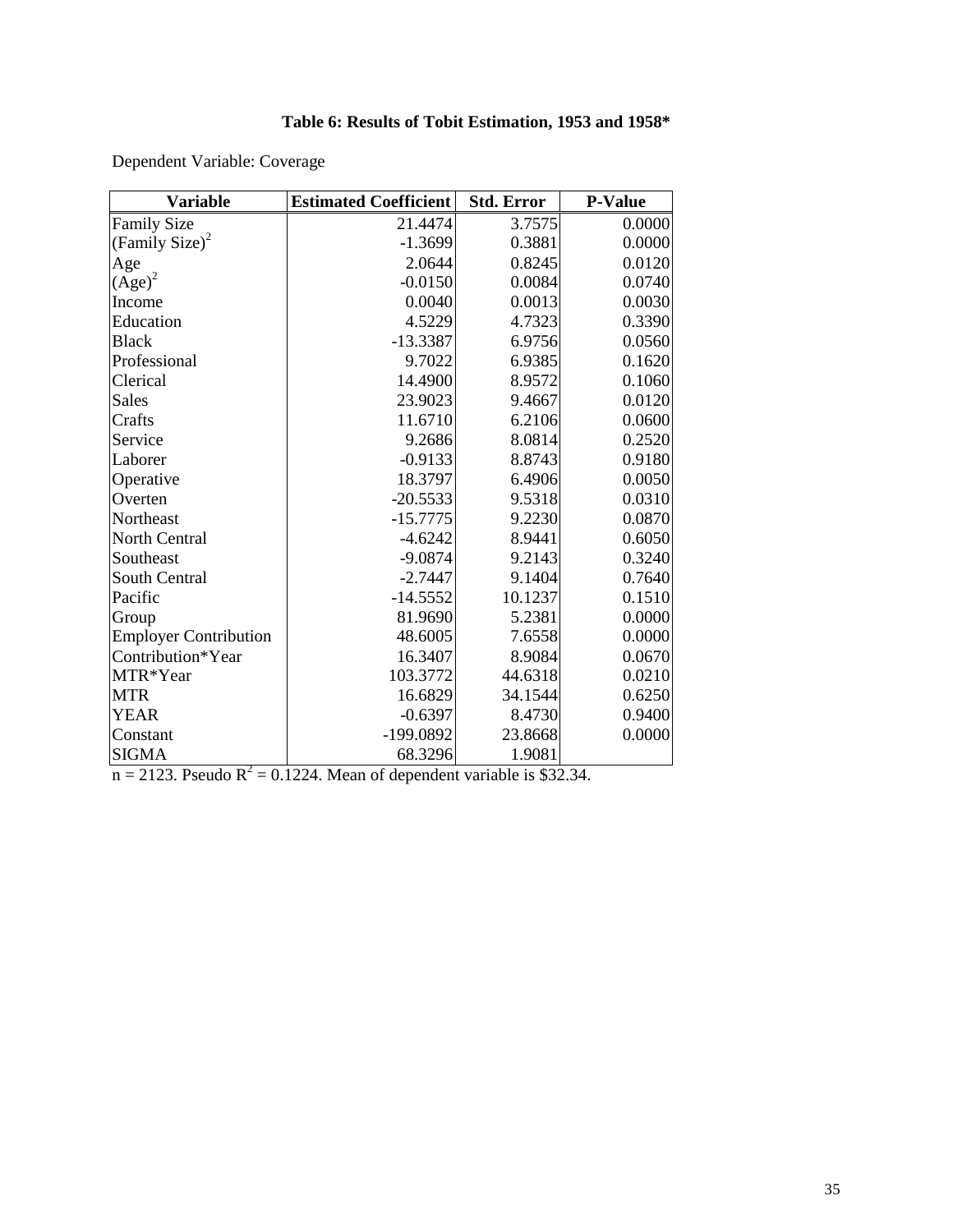**Table 6: Results of Tobit Estimation, 1953 and 1958***

Dependent Variable: Coverage

| Variable | Estimated Coefficient | Std. Error | P-Value |
|---|---|---|---|
| Family Size | 21.4474 | 3.7575 | 0.0000 |
| $(\text{Family Size})^2$ | -1.3699 | 0.3881 | 0.0000 |
| Age | 2.0644 | 0.8245 | 0.0120 |
| $(\text{Age})^2$ | -0.0150 | 0.0084 | 0.0740 |
| Income | 0.0040 | 0.0013 | 0.0030 |
| Education | 4.5229 | 4.7323 | 0.3390 |
| Black | -13.3387 | 6.9756 | 0.0560 |
| Professional | 9.7022 | 6.9385 | 0.1620 |
| Clerical | 14.4900 | 8.9572 | 0.1060 |
| Sales | 23.9023 | 9.4667 | 0.0120 |
| Crafts | 11.6710 | 6.2106 | 0.0600 |
| Service | 9.2686 | 8.0814 | 0.2520 |
| Laborer | -0.9133 | 8.8743 | 0.9180 |
| Operative | 18.3797 | 6.4906 | 0.0050 |
| Overten | -20.5533 | 9.5318 | 0.0310 |
| Northeast | -15.7775 | 9.2230 | 0.0870 |
| North Central | -4.6242 | 8.9441 | 0.6050 |
| Southeast | -9.0874 | 9.2143 | 0.3240 |
| South Central | -2.7447 | 9.1404 | 0.7640 |
| Pacific | -14.5552 | 10.1237 | 0.1510 |
| Group | 81.9690 | 5.2381 | 0.0000 |
| Employer Contribution | 48.6005 | 7.6558 | 0.0000 |
| Contribution*Year | 16.3407 | 8.9084 | 0.0670 |
| MTR*Year | 103.3772 | 44.6318 | 0.0210 |
| MTR | 16.6829 | 34.1544 | 0.6250 |
| YEAR | -0.6397 | 8.4730 | 0.9400 |
| Constant | -199.0892 | 23.8668 | 0.0000 |
| SIGMA | 68.3296 | 1.9081 | |

n = 2123. Pseudo $R^2 = 0.1224$. Mean of dependent variable is $32.34.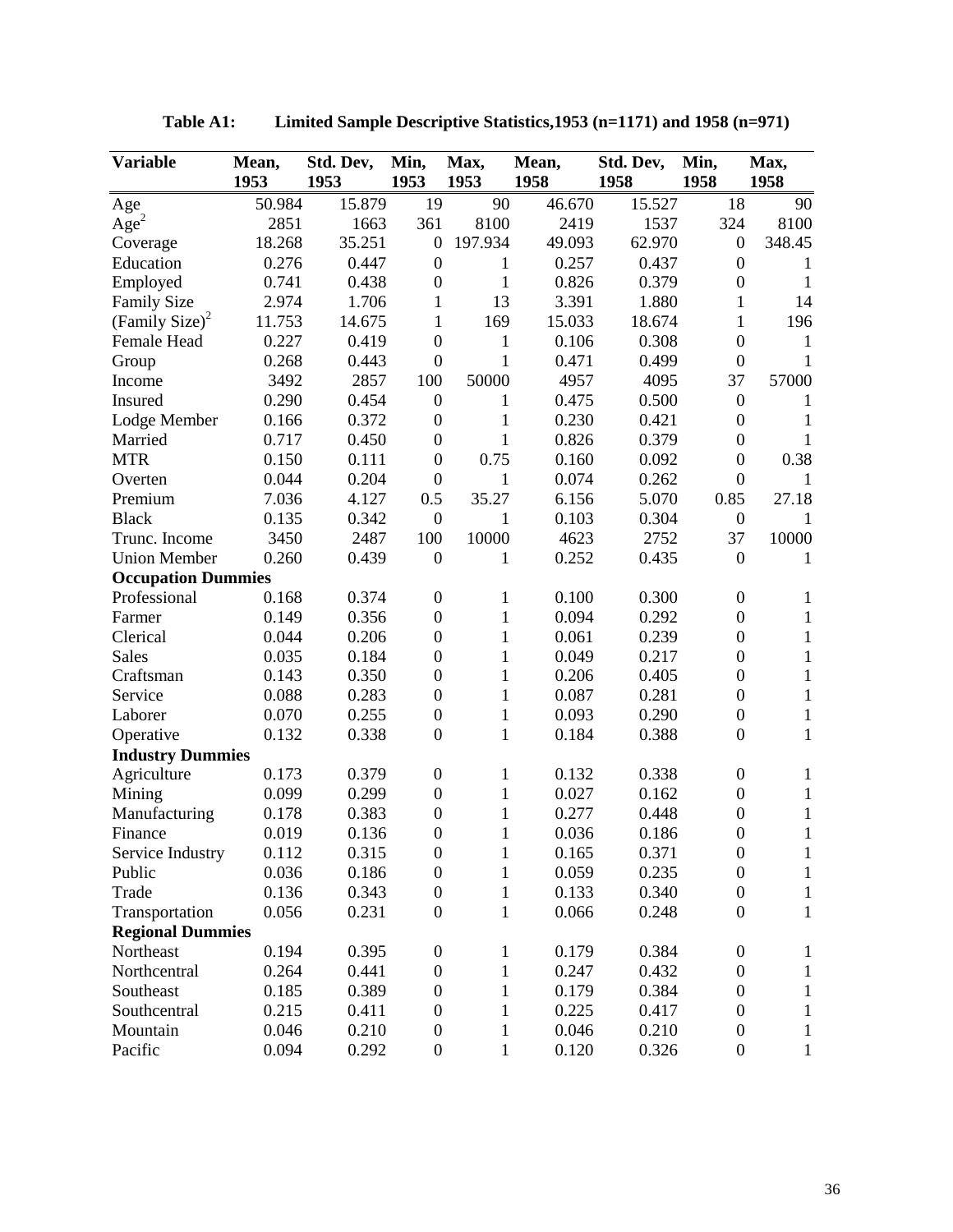**Table A1: Limited Sample Descriptive Statistics,1953 (n=1171) and 1958 (n=971)**

| Variable | Mean, 1953 | Std. Dev, 1953 | Min, 1953 | Max, 1953 | Mean, 1958 | Std. Dev, 1958 | Min, 1958 | Max, 1958 |
|---|---|---|---|---|---|---|---|---|
| Age | 50.984 | 15.879 | 19 | 90 | 46.670 | 15.527 | 18 | 90 |
| $Age^2$ | 2851 | 1663 | 361 | 8100 | 2419 | 1537 | 324 | 8100 |
| Coverage | 18.268 | 35.251 | 0 | 197.934 | 49.093 | 62.970 | 0 | 348.45 |
| Education | 0.276 | 0.447 | 0 | 1 | 0.257 | 0.437 | 0 | 1 |
| Employed | 0.741 | 0.438 | 0 | 1 | 0.826 | 0.379 | 0 | 1 |
| Family Size | 2.974 | 1.706 | 1 | 13 | 3.391 | 1.880 | 1 | 14 |
| $(\text{Family Size})^2$ | 11.753 | 14.675 | 1 | 169 | 15.033 | 18.674 | 1 | 196 |
| Female Head | 0.227 | 0.419 | 0 | 1 | 0.106 | 0.308 | 0 | 1 |
| Group | 0.268 | 0.443 | 0 | 1 | 0.471 | 0.499 | 0 | 1 |
| Income | 3492 | 2857 | 100 | 50000 | 4957 | 4095 | 37 | 57000 |
| Insured | 0.290 | 0.454 | 0 | 1 | 0.475 | 0.500 | 0 | 1 |
| Lodge Member | 0.166 | 0.372 | 0 | 1 | 0.230 | 0.421 | 0 | 1 |
| Married | 0.717 | 0.450 | 0 | 1 | 0.826 | 0.379 | 0 | 1 |
| MTR | 0.150 | 0.111 | 0 | 0.75 | 0.160 | 0.092 | 0 | 0.38 |
| Overten | 0.044 | 0.204 | 0 | 1 | 0.074 | 0.262 | 0 | 1 |
| Premium | 7.036 | 4.127 | 0.5 | 35.27 | 6.156 | 5.070 | 0.85 | 27.18 |
| Black | 0.135 | 0.342 | 0 | 1 | 0.103 | 0.304 | 0 | 1 |
| Trunc. Income | 3450 | 2487 | 100 | 10000 | 4623 | 2752 | 37 | 10000 |
| Union Member | 0.260 | 0.439 | 0 | 1 | 0.252 | 0.435 | 0 | 1 |
| **Occupation Dummies** | | | | | | | | |
| Professional | 0.168 | 0.374 | 0 | 1 | 0.100 | 0.300 | 0 | 1 |
| Farmer | 0.149 | 0.356 | 0 | 1 | 0.094 | 0.292 | 0 | 1 |
| Clerical | 0.044 | 0.206 | 0 | 1 | 0.061 | 0.239 | 0 | 1 |
| Sales | 0.035 | 0.184 | 0 | 1 | 0.049 | 0.217 | 0 | 1 |
| Craftsman | 0.143 | 0.350 | 0 | 1 | 0.206 | 0.405 | 0 | 1 |
| Service | 0.088 | 0.283 | 0 | 1 | 0.087 | 0.281 | 0 | 1 |
| Laborer | 0.070 | 0.255 | 0 | 1 | 0.093 | 0.290 | 0 | 1 |
| Operative | 0.132 | 0.338 | 0 | 1 | 0.184 | 0.388 | 0 | 1 |
| **Industry Dummies** | | | | | | | | |
| Agriculture | 0.173 | 0.379 | 0 | 1 | 0.132 | 0.338 | 0 | 1 |
| Mining | 0.099 | 0.299 | 0 | 1 | 0.027 | 0.162 | 0 | 1 |
| Manufacturing | 0.178 | 0.383 | 0 | 1 | 0.277 | 0.448 | 0 | 1 |
| Finance | 0.019 | 0.136 | 0 | 1 | 0.036 | 0.186 | 0 | 1 |
| Service Industry | 0.112 | 0.315 | 0 | 1 | 0.165 | 0.371 | 0 | 1 |
| Public | 0.036 | 0.186 | 0 | 1 | 0.059 | 0.235 | 0 | 1 |
| Trade | 0.136 | 0.343 | 0 | 1 | 0.133 | 0.340 | 0 | 1 |
| Transportation | 0.056 | 0.231 | 0 | 1 | 0.066 | 0.248 | 0 | 1 |
| **Regional Dummies** | | | | | | | | |
| Northeast | 0.194 | 0.395 | 0 | 1 | 0.179 | 0.384 | 0 | 1 |
| Northcentral | 0.264 | 0.441 | 0 | 1 | 0.247 | 0.432 | 0 | 1 |
| Southeast | 0.185 | 0.389 | 0 | 1 | 0.179 | 0.384 | 0 | 1 |
| Southcentral | 0.215 | 0.411 | 0 | 1 | 0.225 | 0.417 | 0 | 1 |
| Mountain | 0.046 | 0.210 | 0 | 1 | 0.046 | 0.210 | 0 | 1 |
| Pacific | 0.094 | 0.292 | 0 | 1 | 0.120 | 0.326 | 0 | 1 |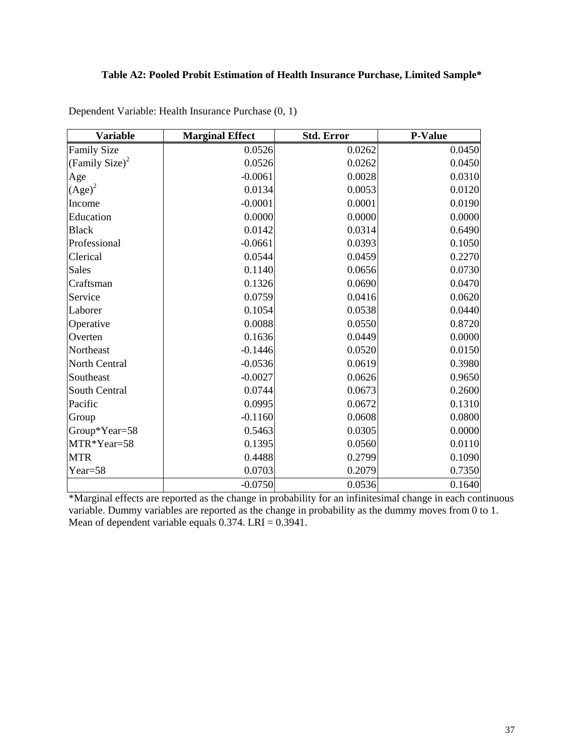**Table A2: Pooled Probit Estimation of Health Insurance Purchase, Limited Sample***

Dependent Variable: Health Insurance Purchase (0, 1)

| Variable | Marginal Effect | Std. Error | P-Value |
|---|---|---|---|
| Family Size | 0.0526 | 0.0262 | 0.0450 |
| $(\text{Family Size})^2$ | 0.0526 | 0.0262 | 0.0450 |
| Age | -0.0061 | 0.0028 | 0.0310 |
| $(\text{Age})^2$ | 0.0134 | 0.0053 | 0.0120 |
| Income | -0.0001 | 0.0001 | 0.0190 |
| Education | 0.0000 | 0.0000 | 0.0000 |
| Black | 0.0142 | 0.0314 | 0.6490 |
| Professional | -0.0661 | 0.0393 | 0.1050 |
| Clerical | 0.0544 | 0.0459 | 0.2270 |
| Sales | 0.1140 | 0.0656 | 0.0730 |
| Craftsman | 0.1326 | 0.0690 | 0.0470 |
| Service | 0.0759 | 0.0416 | 0.0620 |
| Laborer | 0.1054 | 0.0538 | 0.0440 |
| Operative | 0.0088 | 0.0550 | 0.8720 |
| Overten | 0.1636 | 0.0449 | 0.0000 |
| Northeast | -0.1446 | 0.0520 | 0.0150 |
| North Central | -0.0536 | 0.0619 | 0.3980 |
| Southeast | -0.0027 | 0.0626 | 0.9650 |
| South Central | 0.0744 | 0.0673 | 0.2600 |
| Pacific | 0.0995 | 0.0672 | 0.1310 |
| Group | -0.1160 | 0.0608 | 0.0800 |
| Group*Year=58 | 0.5463 | 0.0305 | 0.0000 |
| MTR*Year=58 | 0.1395 | 0.0560 | 0.0110 |
| MTR | 0.4488 | 0.2799 | 0.1090 |
| Year=58 | 0.0703 | 0.2079 | 0.7350 |
| | -0.0750 | 0.0536 | 0.1640 |

*Marginal effects are reported as the change in probability for an infinitesimal change in each continuous variable. Dummy variables are reported as the change in probability as the dummy moves from 0 to 1. Mean of dependent variable equals 0.374. LRI = 0.3941.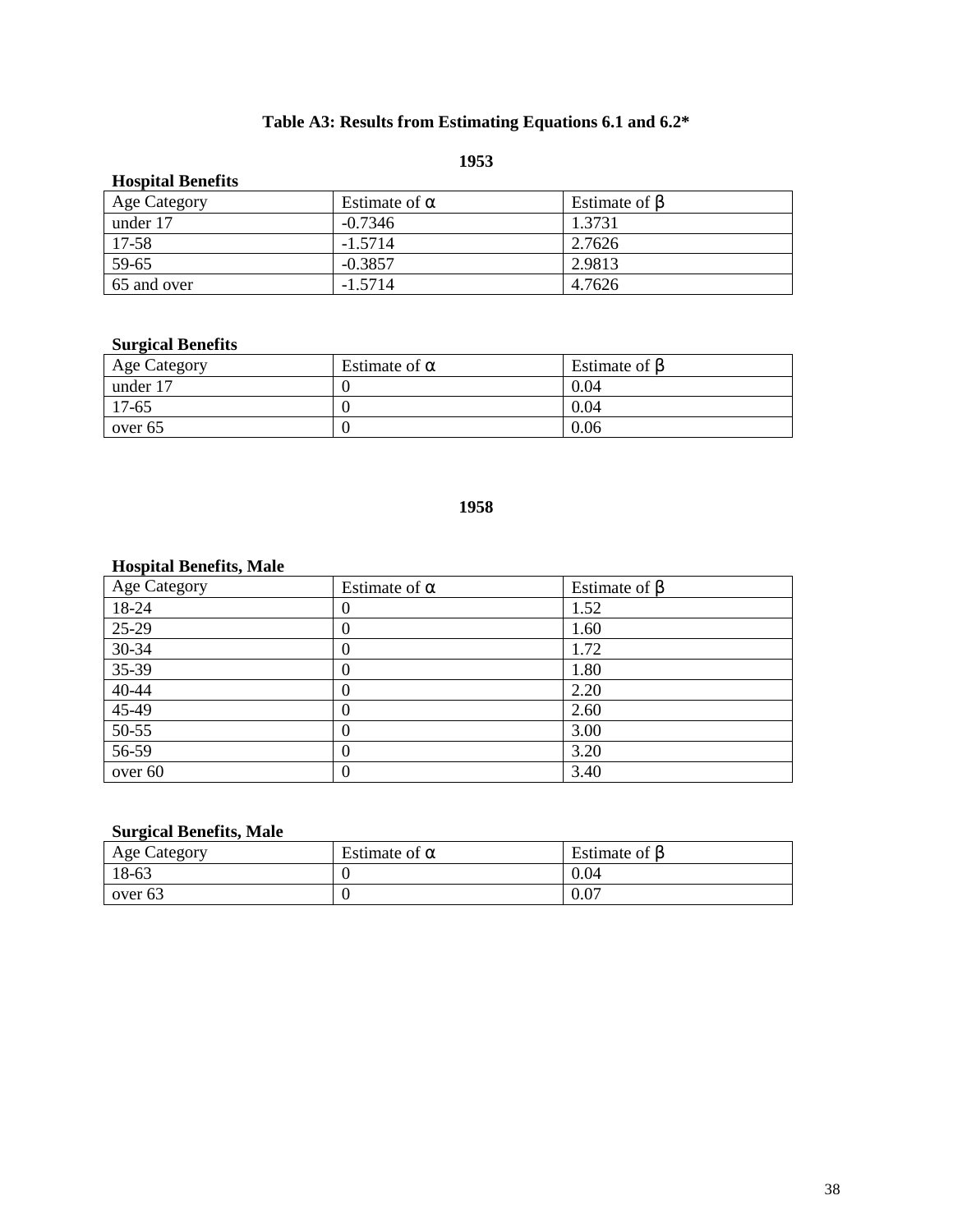# Table A3: Results from Estimating Equations 6.1 and 6.2*

## 1953

**Hospital Benefits**

| Age Category | Estimate of $\alpha$ | Estimate of $\beta$ |
|---|---|---|
| under 17 | -0.7346 | 1.3731 |
| 17-58 | -1.5714 | 2.7626 |
| 59-65 | -0.3857 | 2.9813 |
| 65 and over | -1.5714 | 4.7626 |

**Surgical Benefits**

| Age Category | Estimate of $\alpha$ | Estimate of $\beta$ |
|---|---|---|
| under 17 | 0 | 0.04 |
| 17-65 | 0 | 0.04 |
| over 65 | 0 | 0.06 |

## 1958

**Hospital Benefits, Male**

| Age Category | Estimate of $\alpha$ | Estimate of $\beta$ |
|---|---|---|
| 18-24 | 0 | 1.52 |
| 25-29 | 0 | 1.60 |
| 30-34 | 0 | 1.72 |
| 35-39 | 0 | 1.80 |
| 40-44 | 0 | 2.20 |
| 45-49 | 0 | 2.60 |
| 50-55 | 0 | 3.00 |
| 56-59 | 0 | 3.20 |
| over 60 | 0 | 3.40 |

**Surgical Benefits, Male**

| Age Category | Estimate of $\alpha$ | Estimate of $\beta$ |
|---|---|---|
| 18-63 | 0 | 0.04 |
| over 63 | 0 | 0.07 |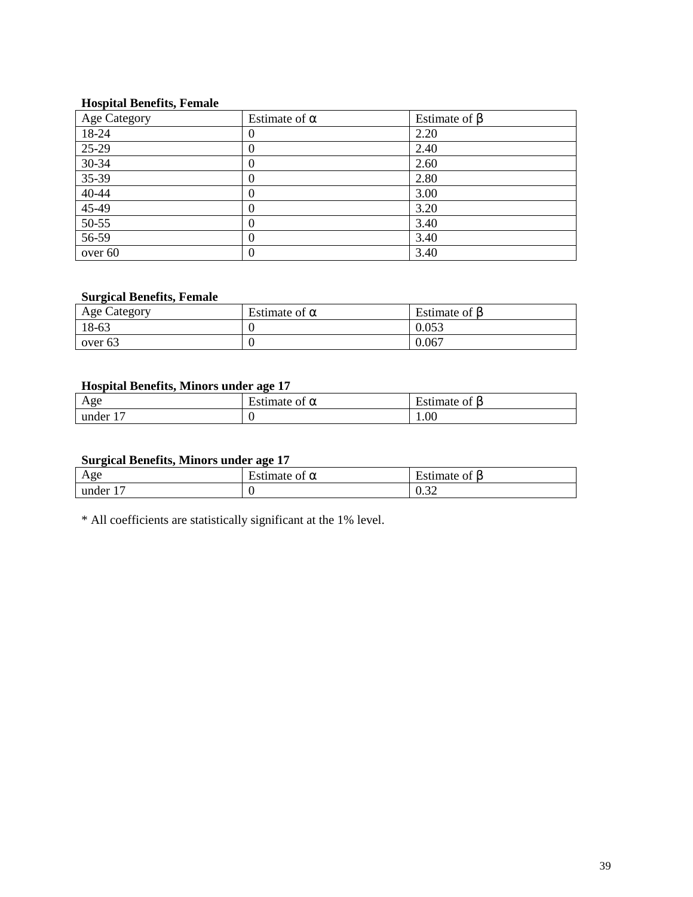**Hospital Benefits, Female**

| Age Category | Estimate of $\alpha$ | Estimate of $\beta$ |
| --- | --- | --- |
| 18-24 | 0 | 2.20 |
| 25-29 | 0 | 2.40 |
| 30-34 | 0 | 2.60 |
| 35-39 | 0 | 2.80 |
| 40-44 | 0 | 3.00 |
| 45-49 | 0 | 3.20 |
| 50-55 | 0 | 3.40 |
| 56-59 | 0 | 3.40 |
| over 60 | 0 | 3.40 |

**Surgical Benefits, Female**

| Age Category | Estimate of $\alpha$ | Estimate of $\beta$ |
| --- | --- | --- |
| 18-63 | 0 | 0.053 |
| over 63 | 0 | 0.067 |

**Hospital Benefits, Minors under age 17**

| Age | Estimate of $\alpha$ | Estimate of $\beta$ |
| --- | --- | --- |
| under 17 | 0 | 1.00 |

**Surgical Benefits, Minors under age 17**

| Age | Estimate of $\alpha$ | Estimate of $\beta$ |
| --- | --- | --- |
| under 17 | 0 | 0.32 |

* All coefficients are statistically significant at the 1% level.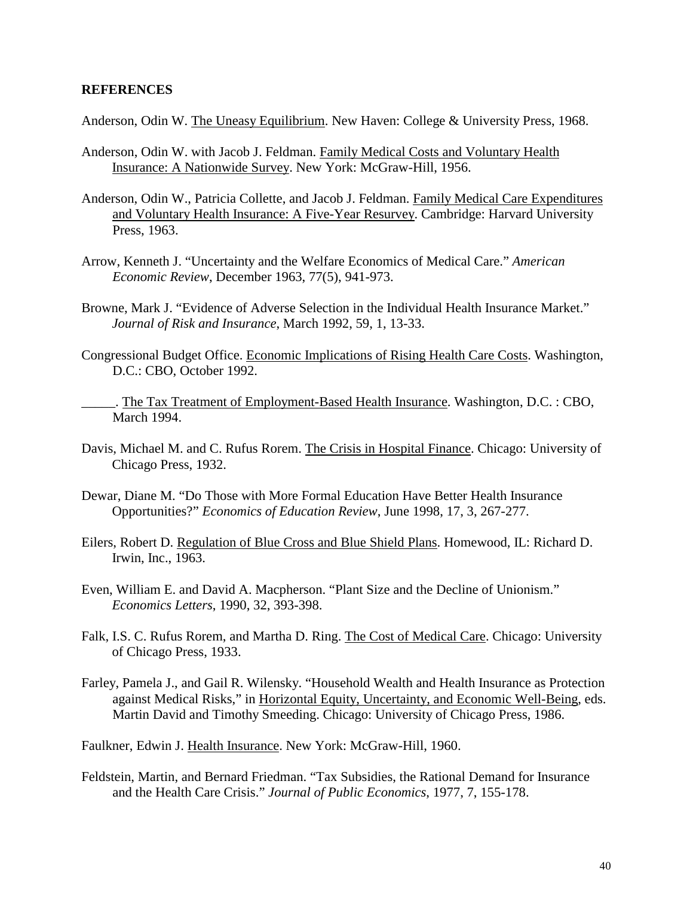## REFERENCES

Anderson, Odin W. The Uneasy Equilibrium. New Haven: College & University Press, 1968.

Anderson, Odin W. with Jacob J. Feldman. Family Medical Costs and Voluntary Health Insurance: A Nationwide Survey. New York: McGraw-Hill, 1956.

Anderson, Odin W., Patricia Collette, and Jacob J. Feldman. Family Medical Care Expenditures and Voluntary Health Insurance: A Five-Year Resurvey. Cambridge: Harvard University Press, 1963.

Arrow, Kenneth J. "Uncertainty and the Welfare Economics of Medical Care." *American Economic Review*, December 1963, 77(5), 941-973.

Browne, Mark J. "Evidence of Adverse Selection in the Individual Health Insurance Market." *Journal of Risk and Insurance*, March 1992, 59, 1, 13-33.

Congressional Budget Office. Economic Implications of Rising Health Care Costs. Washington, D.C.: CBO, October 1992.

_____. The Tax Treatment of Employment-Based Health Insurance. Washington, D.C. : CBO, March 1994.

Davis, Michael M. and C. Rufus Rorem. The Crisis in Hospital Finance. Chicago: University of Chicago Press, 1932.

Dewar, Diane M. "Do Those with More Formal Education Have Better Health Insurance Opportunities?" *Economics of Education Review*, June 1998, 17, 3, 267-277.

Eilers, Robert D. Regulation of Blue Cross and Blue Shield Plans. Homewood, IL: Richard D. Irwin, Inc., 1963.

Even, William E. and David A. Macpherson. "Plant Size and the Decline of Unionism." *Economics Letters*, 1990, 32, 393-398.

Falk, I.S. C. Rufus Rorem, and Martha D. Ring. The Cost of Medical Care. Chicago: University of Chicago Press, 1933.

Farley, Pamela J., and Gail R. Wilensky. "Household Wealth and Health Insurance as Protection against Medical Risks," in Horizontal Equity, Uncertainty, and Economic Well-Being, eds. Martin David and Timothy Smeeding. Chicago: University of Chicago Press, 1986.

Faulkner, Edwin J. Health Insurance. New York: McGraw-Hill, 1960.

Feldstein, Martin, and Bernard Friedman. "Tax Subsidies, the Rational Demand for Insurance and the Health Care Crisis." *Journal of Public Economics*, 1977, 7, 155-178.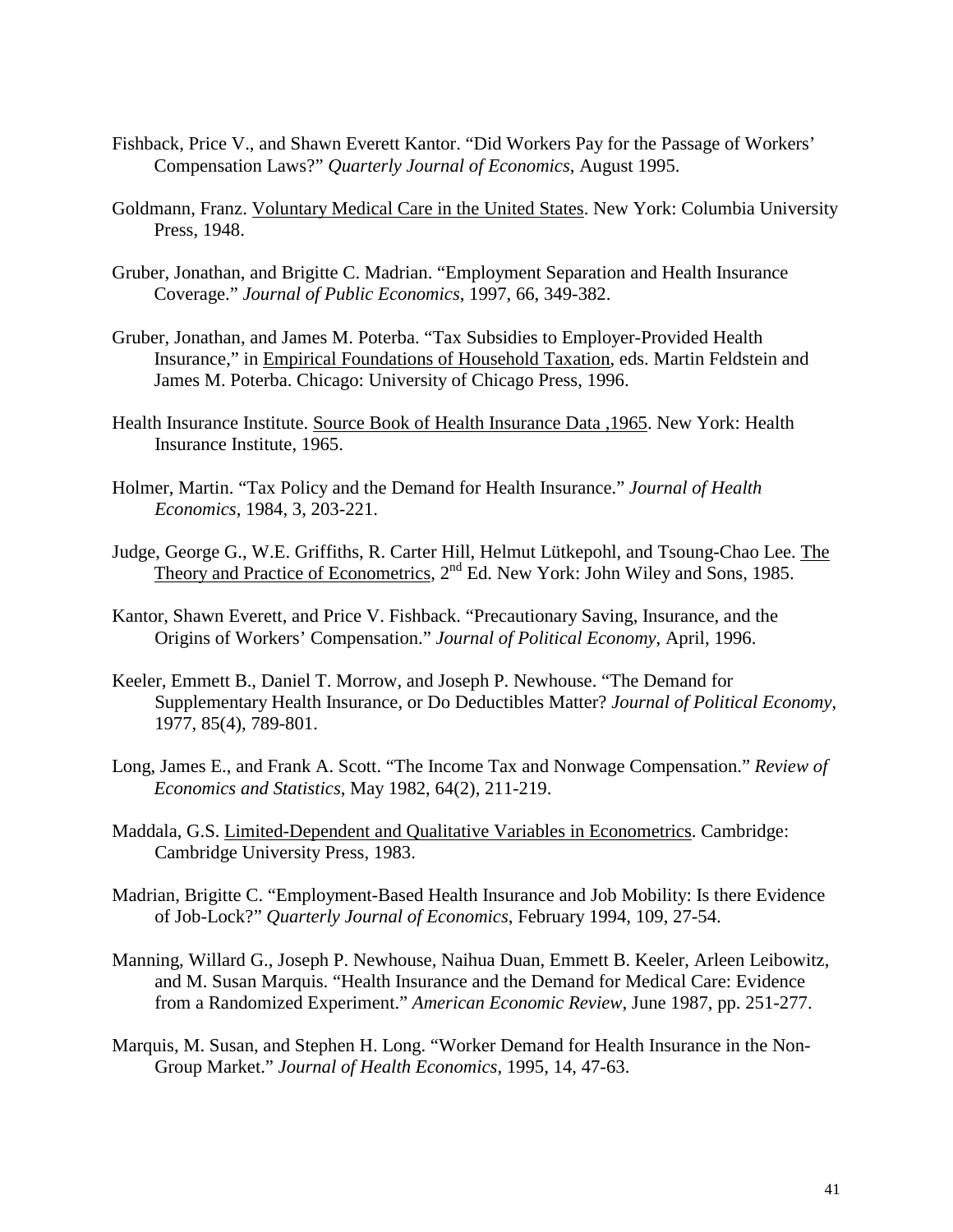Fishback, Price V., and Shawn Everett Kantor. "Did Workers Pay for the Passage of Workers' Compensation Laws?" *Quarterly Journal of Economics*, August 1995.

Goldmann, Franz. Voluntary Medical Care in the United States. New York: Columbia University Press, 1948.

Gruber, Jonathan, and Brigitte C. Madrian. "Employment Separation and Health Insurance Coverage." *Journal of Public Economics*, 1997, 66, 349-382.

Gruber, Jonathan, and James M. Poterba. "Tax Subsidies to Employer-Provided Health Insurance," in Empirical Foundations of Household Taxation, eds. Martin Feldstein and James M. Poterba. Chicago: University of Chicago Press, 1996.

Health Insurance Institute. Source Book of Health Insurance Data ,1965. New York: Health Insurance Institute, 1965.

Holmer, Martin. "Tax Policy and the Demand for Health Insurance." *Journal of Health Economics*, 1984, 3, 203-221.

Judge, George G., W.E. Griffiths, R. Carter Hill, Helmut Lütkepohl, and Tsoung-Chao Lee. The Theory and Practice of Econometrics, 2nd Ed. New York: John Wiley and Sons, 1985.

Kantor, Shawn Everett, and Price V. Fishback. "Precautionary Saving, Insurance, and the Origins of Workers' Compensation." *Journal of Political Economy*, April, 1996.

Keeler, Emmett B., Daniel T. Morrow, and Joseph P. Newhouse. "The Demand for Supplementary Health Insurance, or Do Deductibles Matter? *Journal of Political Economy*, 1977, 85(4), 789-801.

Long, James E., and Frank A. Scott. "The Income Tax and Nonwage Compensation." *Review of Economics and Statistics*, May 1982, 64(2), 211-219.

Maddala, G.S. Limited-Dependent and Qualitative Variables in Econometrics. Cambridge: Cambridge University Press, 1983.

Madrian, Brigitte C. "Employment-Based Health Insurance and Job Mobility: Is there Evidence of Job-Lock?" *Quarterly Journal of Economics*, February 1994, 109, 27-54.

Manning, Willard G., Joseph P. Newhouse, Naihua Duan, Emmett B. Keeler, Arleen Leibowitz, and M. Susan Marquis. "Health Insurance and the Demand for Medical Care: Evidence from a Randomized Experiment." *American Economic Review*, June 1987, pp. 251-277.

Marquis, M. Susan, and Stephen H. Long. "Worker Demand for Health Insurance in the Non-Group Market." *Journal of Health Economics*, 1995, 14, 47-63.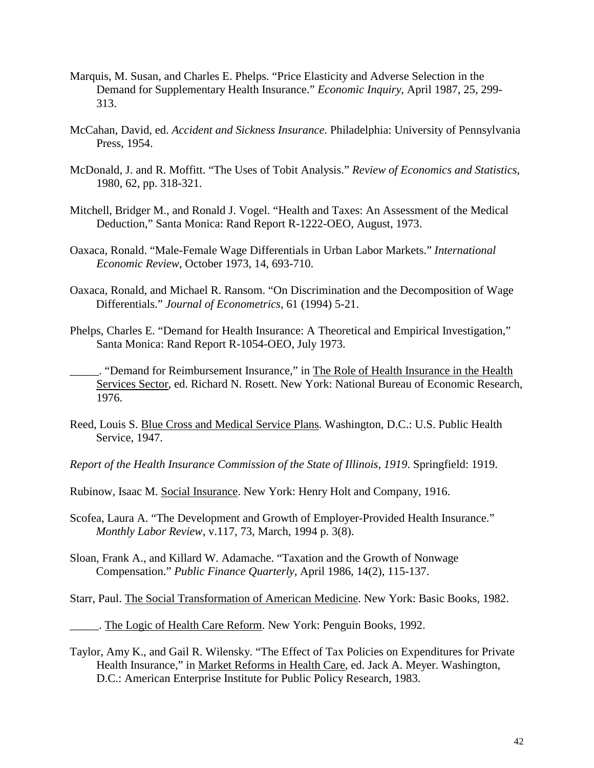Marquis, M. Susan, and Charles E. Phelps. "Price Elasticity and Adverse Selection in the Demand for Supplementary Health Insurance." *Economic Inquiry*, April 1987, 25, 299-313.

McCahan, David, ed. *Accident and Sickness Insurance*. Philadelphia: University of Pennsylvania Press, 1954.

McDonald, J. and R. Moffitt. "The Uses of Tobit Analysis." *Review of Economics and Statistics*, 1980, 62, pp. 318-321.

Mitchell, Bridger M., and Ronald J. Vogel. "Health and Taxes: An Assessment of the Medical Deduction," Santa Monica: Rand Report R-1222-OEO, August, 1973.

Oaxaca, Ronald. "Male-Female Wage Differentials in Urban Labor Markets." *International Economic Review*, October 1973, 14, 693-710.

Oaxaca, Ronald, and Michael R. Ransom. "On Discrimination and the Decomposition of Wage Differentials." *Journal of Econometrics*, 61 (1994) 5-21.

Phelps, Charles E. "Demand for Health Insurance: A Theoretical and Empirical Investigation," Santa Monica: Rand Report R-1054-OEO, July 1973.

_____. "Demand for Reimbursement Insurance," in The Role of Health Insurance in the Health Services Sector, ed. Richard N. Rosett. New York: National Bureau of Economic Research, 1976.

Reed, Louis S. Blue Cross and Medical Service Plans. Washington, D.C.: U.S. Public Health Service, 1947.

*Report of the Health Insurance Commission of the State of Illinois, 1919*. Springfield: 1919.

Rubinow, Isaac M. Social Insurance. New York: Henry Holt and Company, 1916.

Scofea, Laura A. "The Development and Growth of Employer-Provided Health Insurance." *Monthly Labor Review*, v.117, 73, March, 1994 p. 3(8).

Sloan, Frank A., and Killard W. Adamache. "Taxation and the Growth of Nonwage Compensation." *Public Finance Quarterly*, April 1986, 14(2), 115-137.

Starr, Paul. The Social Transformation of American Medicine. New York: Basic Books, 1982.

_____. The Logic of Health Care Reform. New York: Penguin Books, 1992.

Taylor, Amy K., and Gail R. Wilensky. "The Effect of Tax Policies on Expenditures for Private Health Insurance," in Market Reforms in Health Care, ed. Jack A. Meyer. Washington, D.C.: American Enterprise Institute for Public Policy Research, 1983.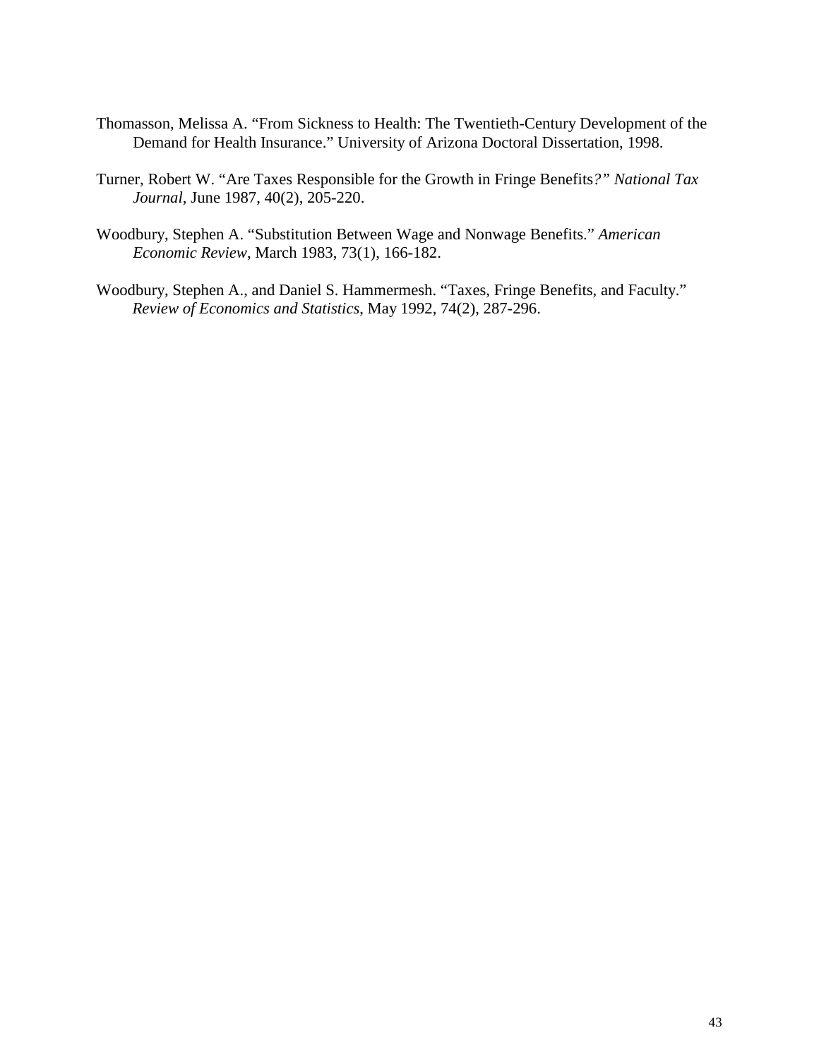Thomasson, Melissa A. "From Sickness to Health: The Twentieth-Century Development of the Demand for Health Insurance." University of Arizona Doctoral Dissertation, 1998.

Turner, Robert W. "Are Taxes Responsible for the Growth in Fringe Benefits*?*" *National Tax Journal*, June 1987, 40(2), 205-220.

Woodbury, Stephen A. "Substitution Between Wage and Nonwage Benefits." *American Economic Review*, March 1983, 73(1), 166-182.

Woodbury, Stephen A., and Daniel S. Hammermesh. "Taxes, Fringe Benefits, and Faculty." *Review of Economics and Statistics*, May 1992, 74(2), 287-296.